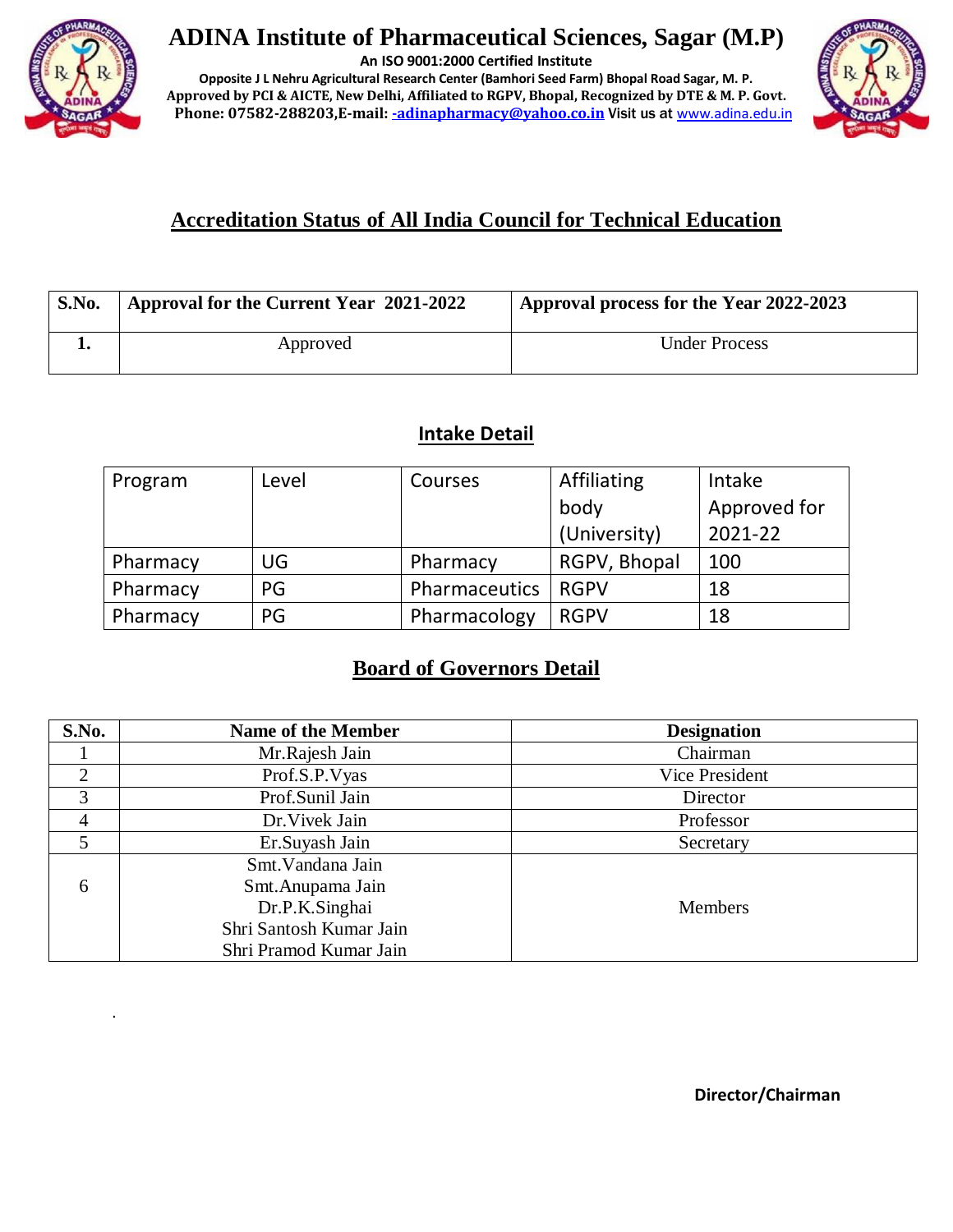# ADINA Institute of Pharmaceutical Sciences, Sagar (M.P)

**An ISO 9001:2000 Certified Institute**

**Opposite J L Nehru Agricultural Research Center (Bamhori Seed Farm) Bhopal Road Sagar, M. P.**

**Approved by PCI & AICTE, New Delhi, Affiliated to RGPV, Bhopal, Recognized by DTE & M. P. Govt.**

**Phone: 07582-288203,E-mail: -adinapharmacy@yahoo.co.in Visit us at** www.adina.edu.in

## Accreditation Status of All India Council for Technical Education

| S.No. | Approval for the Current Year 2021-2022 | Approval process for the Year 2022-2023 |
|---|---|---|
| 1. | Approved | Under Process |

## Intake Detail

| Program | Level | Courses | Affiliating body (University) | Intake Approved for 2021-22 |
|---|---|---|---|---|
| Pharmacy | UG | Pharmacy | RGPV, Bhopal | 100 |
| Pharmacy | PG | Pharmaceutics | RGPV | 18 |
| Pharmacy | PG | Pharmacology | RGPV | 18 |

## Board of Governors Detail

| S.No. | Name of the Member | Designation |
|---|---|---|
| 1 | Mr.Rajesh Jain | Chairman |
| 2 | Prof.S.P.Vyas | Vice President |
| 3 | Prof.Sunil Jain | Director |
| 4 | Dr.Vivek Jain | Professor |
| 5 | Er.Suyash Jain | Secretary |
| 6 | Smt.Vandana Jain<br>Smt.Anupama Jain<br>Dr.P.K.Singhai<br>Shri Santosh Kumar Jain<br>Shri Pramod Kumar Jain | Members |

**Director/Chairman**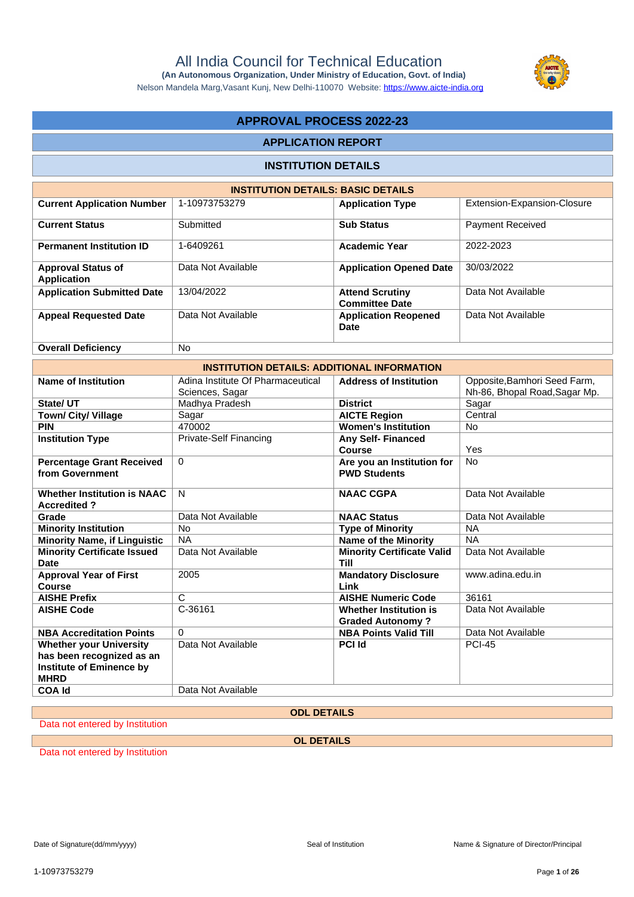# All India Council for Technical Education

**(An Autonomous Organization, Under Ministry of Education, Govt. of India)**

Nelson Mandela Marg,Vasant Kunj, New Delhi-110070 Website: https://www.aicte-india.org

## APPROVAL PROCESS 2022-23

### APPLICATION REPORT

### INSTITUTION DETAILS

| INSTITUTION DETAILS: BASIC DETAILS | | | |
|---|---|---|---|
| **Current Application Number** | 1-10973753279 | **Application Type** | Extension-Expansion-Closure |
| **Current Status** | Submitted | **Sub Status** | Payment Received |
| **Permanent Institution ID** | 1-6409261 | **Academic Year** | 2022-2023 |
| **Approval Status of Application** | Data Not Available | **Application Opened Date** | 30/03/2022 |
| **Application Submitted Date** | 13/04/2022 | **Attend Scrutiny Committee Date** | Data Not Available |
| **Appeal Requested Date** | Data Not Available | **Application Reopened Date** | Data Not Available |
| **Overall Deficiency** | No | | |

| INSTITUTION DETAILS: ADDITIONAL INFORMATION | | | |
|---|---|---|---|
| **Name of Institution** | Adina Institute Of Pharmaceutical Sciences, Sagar | **Address of Institution** | Opposite,Bamhori Seed Farm, Nh-86, Bhopal Road,Sagar Mp. |
| **State/ UT** | Madhya Pradesh | **District** | Sagar |
| **Town/ City/ Village** | Sagar | **AICTE Region** | Central |
| **PIN** | 470002 | **Women's Institution** | No |
| **Institution Type** | Private-Self Financing | **Any Self- Financed Course** | Yes |
| **Percentage Grant Received from Government** | 0 | **Are you an Institution for PWD Students** | No |
| **Whether Institution is NAAC Accredited ?** | N | **NAAC CGPA** | Data Not Available |
| **Grade** | Data Not Available | **NAAC Status** | Data Not Available |
| **Minority Institution** | No | **Type of Minority** | NA |
| **Minority Name, if Linguistic** | NA | **Name of the Minority** | NA |
| **Minority Certificate Issued Date** | Data Not Available | **Minority Certificate Valid Till** | Data Not Available |
| **Approval Year of First Course** | 2005 | **Mandatory Disclosure Link** | www.adina.edu.in |
| **AISHE Prefix** | C | **AISHE Numeric Code** | 36161 |
| **AISHE Code** | C-36161 | **Whether Institution is Graded Autonomy ?** | Data Not Available |
| **NBA Accreditation Points** | 0 | **NBA Points Valid Till** | Data Not Available |
| **Whether your University has been recognized as an Institute of Eminence by MHRD** | Data Not Available | **PCI Id** | PCI-45 |
| **COA Id** | Data Not Available | | |

**ODL DETAILS**

Data not entered by Institution

**OL DETAILS**

Data not entered by Institution

Date of Signature(dd/mm/yyyy) Seal of Institution Name & Signature of Director/Principal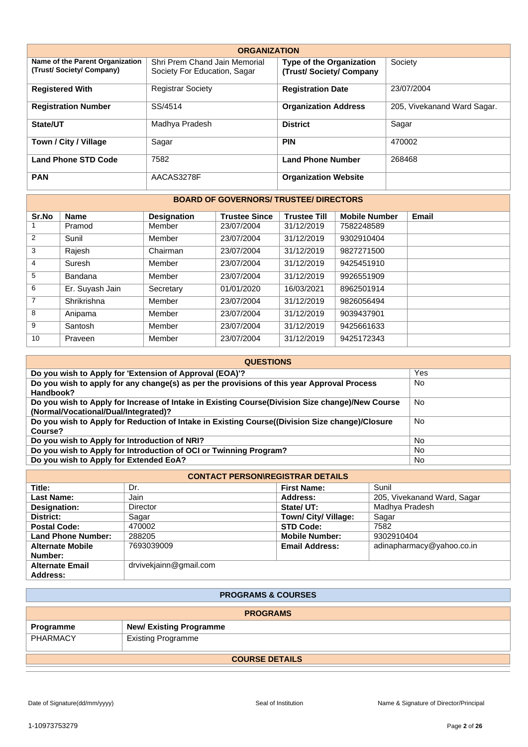## ORGANIZATION

| | | | |
|---|---|---|---|
| **Name of the Parent Organization (Trust/ Society/ Company)** | Shri Prem Chand Jain Memorial Society For Education, Sagar | **Type of the Organization (Trust/ Society/ Company** | Society |
| **Registered With** | Registrar Society | **Registration Date** | 23/07/2004 |
| **Registration Number** | SS/4514 | **Organization Address** | 205, Vivekanand Ward Sagar. |
| **State/UT** | Madhya Pradesh | **District** | Sagar |
| **Town / City / Village** | Sagar | **PIN** | 470002 |
| **Land Phone STD Code** | 7582 | **Land Phone Number** | 268468 |
| **PAN** | AACAS3278F | **Organization Website** | |

## BOARD OF GOVERNORS/ TRUSTEE/ DIRECTORS

| Sr.No | Name | Designation | Trustee Since | Trustee Till | Mobile Number | Email |
|---|---|---|---|---|---|---|
| 1 | Pramod | Member | 23/07/2004 | 31/12/2019 | 7582248589 | |
| 2 | Sunil | Member | 23/07/2004 | 31/12/2019 | 9302910404 | |
| 3 | Rajesh | Chairman | 23/07/2004 | 31/12/2019 | 9827271500 | |
| 4 | Suresh | Member | 23/07/2004 | 31/12/2019 | 9425451910 | |
| 5 | Bandana | Member | 23/07/2004 | 31/12/2019 | 9926551909 | |
| 6 | Er. Suyash Jain | Secretary | 01/01/2020 | 16/03/2021 | 8962501914 | |
| 7 | Shrikrishna | Member | 23/07/2004 | 31/12/2019 | 9826056494 | |
| 8 | Anipama | Member | 23/07/2004 | 31/12/2019 | 9039437901 | |
| 9 | Santosh | Member | 23/07/2004 | 31/12/2019 | 9425661633 | |
| 10 | Praveen | Member | 23/07/2004 | 31/12/2019 | 9425172343 | |

## QUESTIONS

| | |
|---|---|
| **Do you wish to Apply for 'Extension of Approval (EOA)'?** | Yes |
| **Do you wish to apply for any change(s) as per the provisions of this year Approval Process Handbook?** | No |
| **Do you wish to Apply for Increase of Intake in Existing Course(Division Size change)/New Course (Normal/Vocational/Dual/Integrated)?** | No |
| **Do you wish to Apply for Reduction of Intake in Existing Course((Division Size change)/Closure Course?** | No |
| **Do you wish to Apply for Introduction of NRI?** | No |
| **Do you wish to Apply for Introduction of OCI or Twinning Program?** | No |
| **Do you wish to Apply for Extended EoA?** | No |

## CONTACT PERSON\REGISTRAR DETAILS

| | | | |
|---|---|---|---|
| **Title:** | Dr. | **First Name:** | Sunil |
| **Last Name:** | Jain | **Address:** | 205, Vivekanand Ward, Sagar |
| **Designation:** | Director | **State/ UT:** | Madhya Pradesh |
| **District:** | Sagar | **Town/ City/ Village:** | Sagar |
| **Postal Code:** | 470002 | **STD Code:** | 7582 |
| **Land Phone Number:** | 288205 | **Mobile Number:** | 9302910404 |
| **Alternate Mobile Number:** | 7693039009 | **Email Address:** | adinapharmacy@yahoo.co.in |
| **Alternate Email Address:** | drvivekjainn@gmail.com | | |

## PROGRAMS & COURSES

### PROGRAMS

| Programme | New/ Existing Programme |
|---|---|
| PHARMACY | Existing Programme |

### COURSE DETAILS

Date of Signature(dd/mm/yyyy) Seal of Institution Name & Signature of Director/Principal

1-10973753279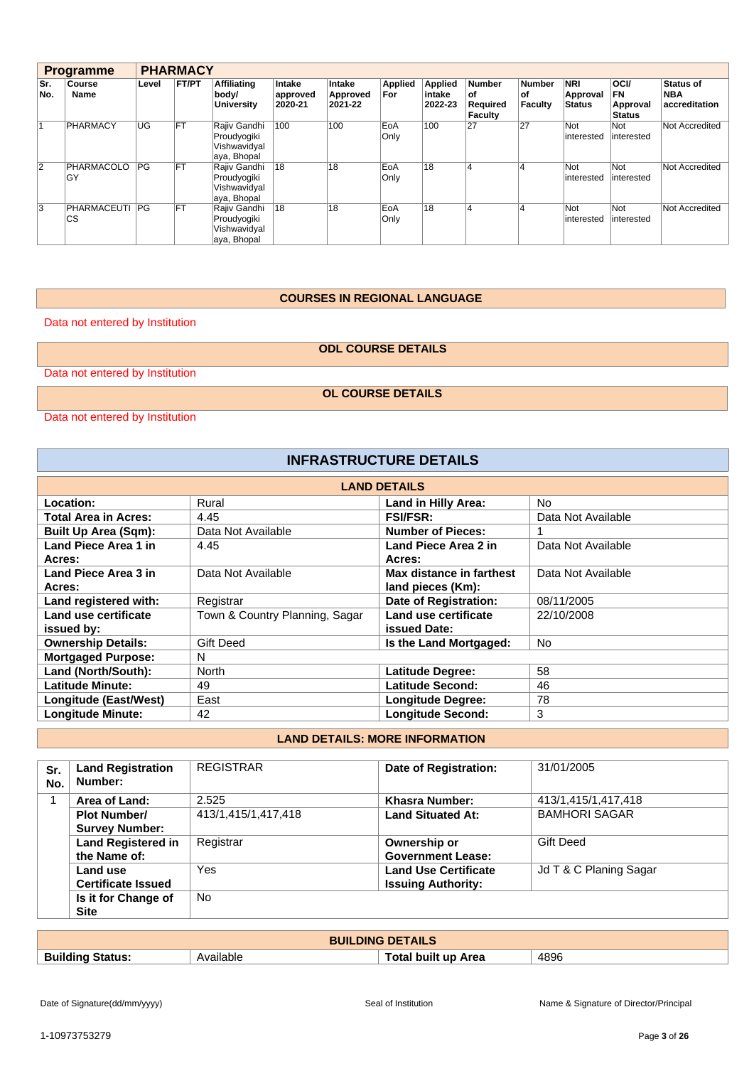| Programme | PHARMACY | | | | | | | | | | | | |
|---|---|---|---|---|---|---|---|---|---|---|---|---|---|
| Sr. No. | Course Name | Level | FT/PT | Affiliating body/ University | Intake approved 2020-21 | Intake Approved 2021-22 | Applied For | Applied intake 2022-23 | Number of Required Faculty | Number of Faculty | NRI Approval Status | OCI/ FN Approval Status | Status of NBA accreditation |
| 1 | PHARMACY | UG | FT | Rajiv Gandhi Proudyogiki Vishwavidyalaya, Bhopal | 100 | 100 | EoA Only | 100 | 27 | 27 | Not interested | Not interested | Not Accredited |
| 2 | PHARMACOLOGY | PG | FT | Rajiv Gandhi Proudyogiki Vishwavidyalaya, Bhopal | 18 | 18 | EoA Only | 18 | 4 | 4 | Not interested | Not interested | Not Accredited |
| 3 | PHARMACEUTICS | PG | FT | Rajiv Gandhi Proudyogiki Vishwavidyalaya, Bhopal | 18 | 18 | EoA Only | 18 | 4 | 4 | Not interested | Not interested | Not Accredited |

## COURSES IN REGIONAL LANGUAGE

Data not entered by Institution

## ODL COURSE DETAILS

Data not entered by Institution

## OL COURSE DETAILS

Data not entered by Institution

# INFRASTRUCTURE DETAILS

## LAND DETAILS

| | | | |
|---|---|---|---|
| **Location:** | Rural | **Land in Hilly Area:** | No |
| **Total Area in Acres:** | 4.45 | **FSI/FSR:** | Data Not Available |
| **Built Up Area (Sqm):** | Data Not Available | **Number of Pieces:** | 1 |
| **Land Piece Area 1 in Acres:** | 4.45 | **Land Piece Area 2 in Acres:** | Data Not Available |
| **Land Piece Area 3 in Acres:** | Data Not Available | **Max distance in farthest land pieces (Km):** | Data Not Available |
| **Land registered with:** | Registrar | **Date of Registration:** | 08/11/2005 |
| **Land use certificate issued by:** | Town & Country Planning, Sagar | **Land use certificate issued Date:** | 22/10/2008 |
| **Ownership Details:** | Gift Deed | **Is the Land Mortgaged:** | No |
| **Mortgaged Purpose:** | N | | |
| **Land (North/South):** | North | **Latitude Degree:** | 58 |
| **Latitude Minute:** | 49 | **Latitude Second:** | 46 |
| **Longitude (East/West)** | East | **Longitude Degree:** | 78 |
| **Longitude Minute:** | 42 | **Longitude Second:** | 3 |

## LAND DETAILS: MORE INFORMATION

| Sr. No. | Land Registration Number: | REGISTRAR | Date of Registration: | 31/01/2005 |
|---|---|---|---|---|
| 1 | **Area of Land:** | 2.525 | **Khasra Number:** | 413/1,415/1,417,418 |
| | **Plot Number/ Survey Number:** | 413/1,415/1,417,418 | **Land Situated At:** | BAMHORI SAGAR |
| | **Land Registered in the Name of:** | Registrar | **Ownership or Government Lease:** | Gift Deed |
| | **Land use Certificate Issued** | Yes | **Land Use Certificate Issuing Authority:** | Jd T & C Planing Sagar |
| | **Is it for Change of Site** | No | | |

## BUILDING DETAILS

| | | | |
|---|---|---|---|
| **Building Status:** | Available | **Total built up Area** | 4896 |

Date of Signature(dd/mm/yyyy) | Seal of Institution | Name & Signature of Director/Principal

1-10973753279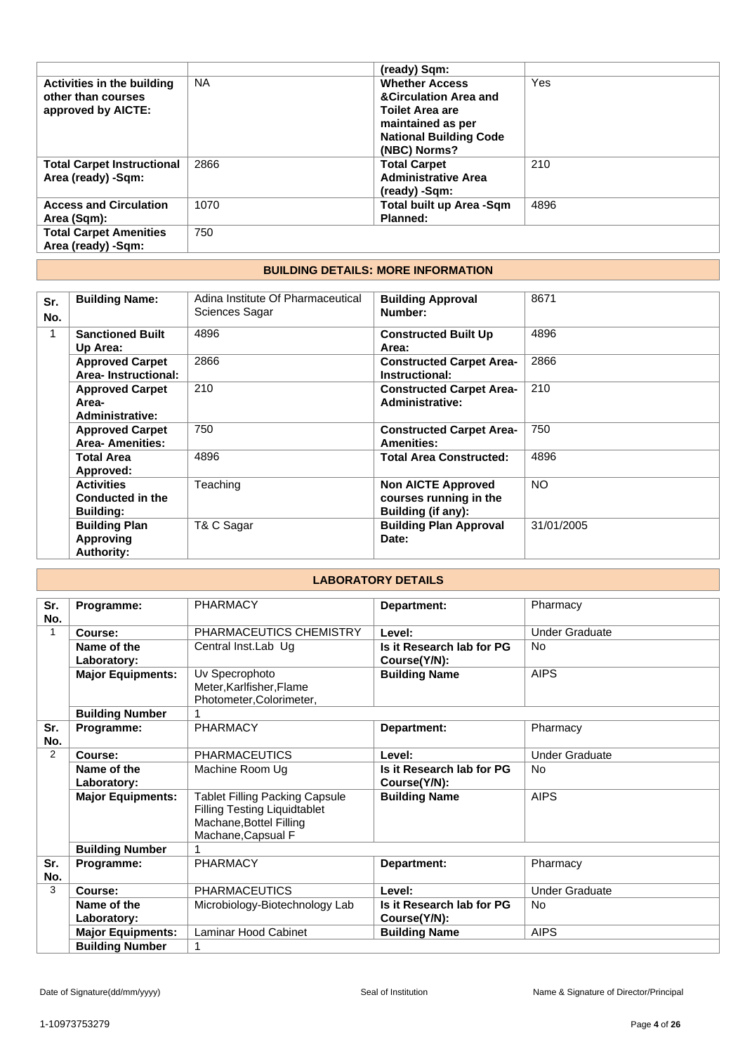| | | (ready) Sqm: | |
|---|---|---|---|
| **Activities in the building other than courses approved by AICTE:** | NA | **Whether Access &Circulation Area and Toilet Area are maintained as per National Building Code (NBC) Norms?** | Yes |
| **Total Carpet Instructional Area (ready) -Sqm:** | 2866 | **Total Carpet Administrative Area (ready) -Sqm:** | 210 |
| **Access and Circulation Area (Sqm):** | 1070 | **Total built up Area -Sqm Planned:** | 4896 |
| **Total Carpet Amenities Area (ready) -Sqm:** | 750 | | |

## BUILDING DETAILS: MORE INFORMATION

| Sr. No. | Building Name: | Adina Institute Of Pharmaceutical Sciences Sagar | Building Approval Number: | 8671 |
|---|---|---|---|---|
| 1 | **Sanctioned Built Up Area:** | 4896 | **Constructed Built Up Area:** | 4896 |
| | **Approved Carpet Area- Instructional:** | 2866 | **Constructed Carpet Area-Instructional:** | 2866 |
| | **Approved Carpet Area-Administrative:** | 210 | **Constructed Carpet Area-Administrative:** | 210 |
| | **Approved Carpet Area- Amenities:** | 750 | **Constructed Carpet Area-Amenities:** | 750 |
| | **Total Area Approved:** | 4896 | **Total Area Constructed:** | 4896 |
| | **Activities Conducted in the Building:** | Teaching | **Non AICTE Approved courses running in the Building (if any):** | NO |
| | **Building Plan Approving Authority:** | T& C Sagar | **Building Plan Approval Date:** | 31/01/2005 |

## LABORATORY DETAILS

| Sr. No. | Programme: | PHARMACY | Department: | Pharmacy |
|---|---|---|---|---|
| 1 | **Course:** | PHARMACEUTICS CHEMISTRY | **Level:** | Under Graduate |
| | **Name of the Laboratory:** | Central Inst.Lab Ug | **Is it Research lab for PG Course(Y/N):** | No |
| | **Major Equipments:** | Uv Specrophoto Meter,Karlfisher,Flame Photometer,Colorimeter, | **Building Name** | AIPS |
| | **Building Number** | 1 | | |
| **Sr. No.** | **Programme:** | PHARMACY | **Department:** | Pharmacy |
| 2 | **Course:** | PHARMACEUTICS | **Level:** | Under Graduate |
| | **Name of the Laboratory:** | Machine Room Ug | **Is it Research lab for PG Course(Y/N):** | No |
| | **Major Equipments:** | Tablet Filling Packing Capsule Filling Testing Liquidtablet Machane,Bottel Filling Machane,Capsual F | **Building Name** | AIPS |
| | **Building Number** | 1 | | |
| **Sr. No.** | **Programme:** | PHARMACY | **Department:** | Pharmacy |
| 3 | **Course:** | PHARMACEUTICS | **Level:** | Under Graduate |
| | **Name of the Laboratory:** | Microbiology-Biotechnology Lab | **Is it Research lab for PG Course(Y/N):** | No |
| | **Major Equipments:** | Laminar Hood Cabinet | **Building Name** | AIPS |
| | **Building Number** | 1 | | |

Date of Signature(dd/mm/yyyy) Seal of Institution Name & Signature of Director/Principal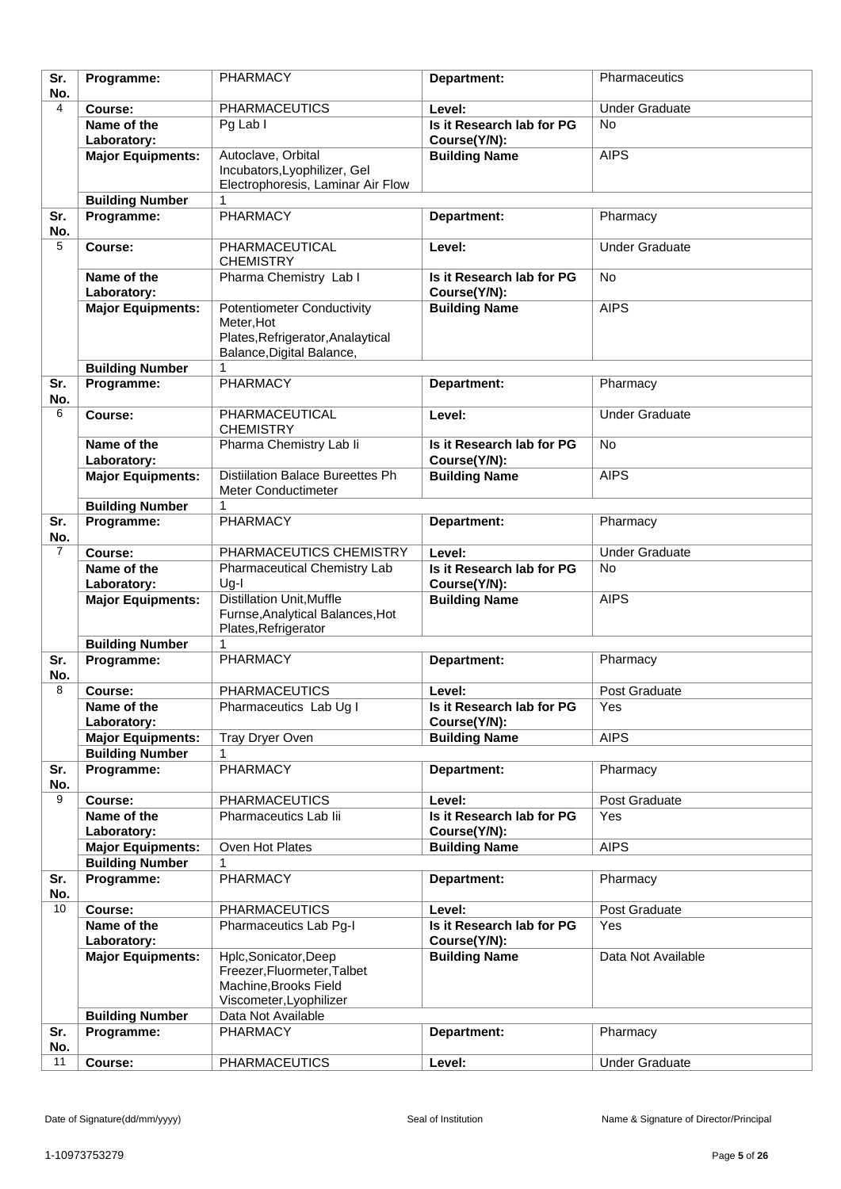| Sr. No. | Programme: | PHARMACY | Department: | Pharmaceutics |
|---|---|---|---|---|
| 4 | Course: | PHARMACEUTICS | Level: | Under Graduate |
| | Name of the Laboratory: | Pg Lab I | Is it Research lab for PG Course(Y/N): | No |
| | Major Equipments: | Autoclave, Orbital Incubators,Lyophilizer, Gel Electrophoresis, Laminar Air Flow | Building Name | AIPS |
| | Building Number | 1 | | |
| Sr. No. | Programme: | PHARMACY | Department: | Pharmacy |
| 5 | Course: | PHARMACEUTICAL CHEMISTRY | Level: | Under Graduate |
| | Name of the Laboratory: | Pharma Chemistry Lab I | Is it Research lab for PG Course(Y/N): | No |
| | Major Equipments: | Potentiometer Conductivity Meter,Hot Plates,Refrigerator,Analaytical Balance,Digital Balance, | Building Name | AIPS |
| | Building Number | 1 | | |
| Sr. No. | Programme: | PHARMACY | Department: | Pharmacy |
| 6 | Course: | PHARMACEUTICAL CHEMISTRY | Level: | Under Graduate |
| | Name of the Laboratory: | Pharma Chemistry Lab Ii | Is it Research lab for PG Course(Y/N): | No |
| | Major Equipments: | Distiilation Balace Bureettes Ph Meter Conductimeter | Building Name | AIPS |
| | Building Number | 1 | | |
| Sr. No. | Programme: | PHARMACY | Department: | Pharmacy |
| 7 | Course: | PHARMACEUTICS CHEMISTRY | Level: | Under Graduate |
| | Name of the Laboratory: | Pharmaceutical Chemistry Lab Ug-I | Is it Research lab for PG Course(Y/N): | No |
| | Major Equipments: | Distillation Unit,Muffle Furnse,Analytical Balances,Hot Plates,Refrigerator | Building Name | AIPS |
| | Building Number | 1 | | |
| Sr. No. | Programme: | PHARMACY | Department: | Pharmacy |
| 8 | Course: | PHARMACEUTICS | Level: | Post Graduate |
| | Name of the Laboratory: | Pharmaceutics Lab Ug I | Is it Research lab for PG Course(Y/N): | Yes |
| | Major Equipments: | Tray Dryer Oven | Building Name | AIPS |
| | Building Number | 1 | | |
| Sr. No. | Programme: | PHARMACY | Department: | Pharmacy |
| 9 | Course: | PHARMACEUTICS | Level: | Post Graduate |
| | Name of the Laboratory: | Pharmaceutics Lab Iii | Is it Research lab for PG Course(Y/N): | Yes |
| | Major Equipments: | Oven Hot Plates | Building Name | AIPS |
| | Building Number | 1 | | |
| Sr. No. | Programme: | PHARMACY | Department: | Pharmacy |
| 10 | Course: | PHARMACEUTICS | Level: | Post Graduate |
| | Name of the Laboratory: | Pharmaceutics Lab Pg-I | Is it Research lab for PG Course(Y/N): | Yes |
| | Major Equipments: | Hplc,Sonicator,Deep Freezer,Fluormeter,Talbet Machine,Brooks Field Viscometer,Lyophilizer | Building Name | Data Not Available |
| | Building Number | Data Not Available | | |
| Sr. No. | Programme: | PHARMACY | Department: | Pharmacy |
| 11 | Course: | PHARMACEUTICS | Level: | Under Graduate |

Date of Signature(dd/mm/yyyy) Seal of Institution Name & Signature of Director/Principal

1-10973753279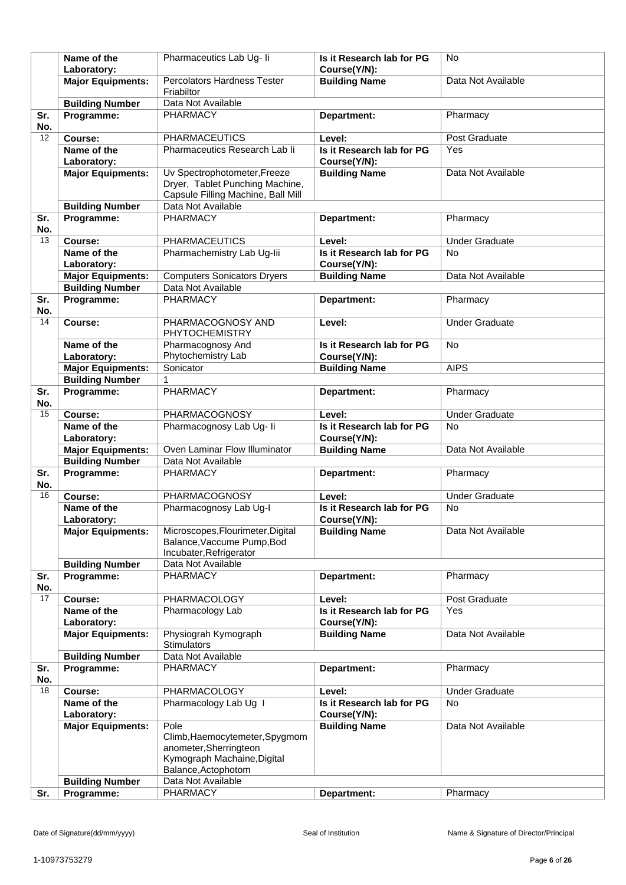| | | | | |
|---|---|---|---|---|
| | **Name of the Laboratory:** | Pharmaceutics Lab Ug- Ii | **Is it Research lab for PG Course(Y/N):** | No |
| | **Major Equipments:** | Percolators Hardness Tester Friabiltor | **Building Name** | Data Not Available |
| | **Building Number** | Data Not Available | | |
| **Sr. No.** | **Programme:** | PHARMACY | **Department:** | Pharmacy |
| 12 | **Course:** | PHARMACEUTICS | **Level:** | Post Graduate |
| | **Name of the Laboratory:** | Pharmaceutics Research Lab Ii | **Is it Research lab for PG Course(Y/N):** | Yes |
| | **Major Equipments:** | Uv Spectrophotometer,Freeze Dryer, Tablet Punching Machine, Capsule Filling Machine, Ball Mill | **Building Name** | Data Not Available |
| | **Building Number** | Data Not Available | | |
| **Sr. No.** | **Programme:** | PHARMACY | **Department:** | Pharmacy |
| 13 | **Course:** | PHARMACEUTICS | **Level:** | Under Graduate |
| | **Name of the Laboratory:** | Pharmachemistry Lab Ug-Iii | **Is it Research lab for PG Course(Y/N):** | No |
| | **Major Equipments:** | Computers Sonicators Dryers | **Building Name** | Data Not Available |
| | **Building Number** | Data Not Available | | |
| **Sr. No.** | **Programme:** | PHARMACY | **Department:** | Pharmacy |
| 14 | **Course:** | PHARMACOGNOSY AND PHYTOCHEMISTRY | **Level:** | Under Graduate |
| | **Name of the Laboratory:** | Pharmacognosy And Phytochemistry Lab | **Is it Research lab for PG Course(Y/N):** | No |
| | **Major Equipments:** | Sonicator | **Building Name** | AIPS |
| | **Building Number** | 1 | | |
| **Sr. No.** | **Programme:** | PHARMACY | **Department:** | Pharmacy |
| 15 | **Course:** | PHARMACOGNOSY | **Level:** | Under Graduate |
| | **Name of the Laboratory:** | Pharmacognosy Lab Ug- Ii | **Is it Research lab for PG Course(Y/N):** | No |
| | **Major Equipments:** | Oven Laminar Flow Illuminator | **Building Name** | Data Not Available |
| | **Building Number** | Data Not Available | | |
| **Sr. No.** | **Programme:** | PHARMACY | **Department:** | Pharmacy |
| 16 | **Course:** | PHARMACOGNOSY | **Level:** | Under Graduate |
| | **Name of the Laboratory:** | Pharmacognosy Lab Ug-I | **Is it Research lab for PG Course(Y/N):** | No |
| | **Major Equipments:** | Microscopes,Flourimeter,Digital Balance,Vaccume Pump,Bod Incubater,Refrigerator | **Building Name** | Data Not Available |
| | **Building Number** | Data Not Available | | |
| **Sr. No.** | **Programme:** | PHARMACY | **Department:** | Pharmacy |
| 17 | **Course:** | PHARMACOLOGY | **Level:** | Post Graduate |
| | **Name of the Laboratory:** | Pharmacology Lab | **Is it Research lab for PG Course(Y/N):** | Yes |
| | **Major Equipments:** | Physiograh Kymograph Stimulators | **Building Name** | Data Not Available |
| | **Building Number** | Data Not Available | | |
| **Sr. No.** | **Programme:** | PHARMACY | **Department:** | Pharmacy |
| 18 | **Course:** | PHARMACOLOGY | **Level:** | Under Graduate |
| | **Name of the Laboratory:** | Pharmacology Lab Ug I | **Is it Research lab for PG Course(Y/N):** | No |
| | **Major Equipments:** | Pole Climb,Haemocytemeter,Spygmomanometer,Sherringteon Kymograph Machaine,Digital Balance,Actophotom | **Building Name** | Data Not Available |
| | **Building Number** | Data Not Available | | |
| **Sr.** | **Programme:** | PHARMACY | **Department:** | Pharmacy |

Date of Signature(dd/mm/yyyy) | Seal of Institution | Name & Signature of Director/Principal

1-10973753279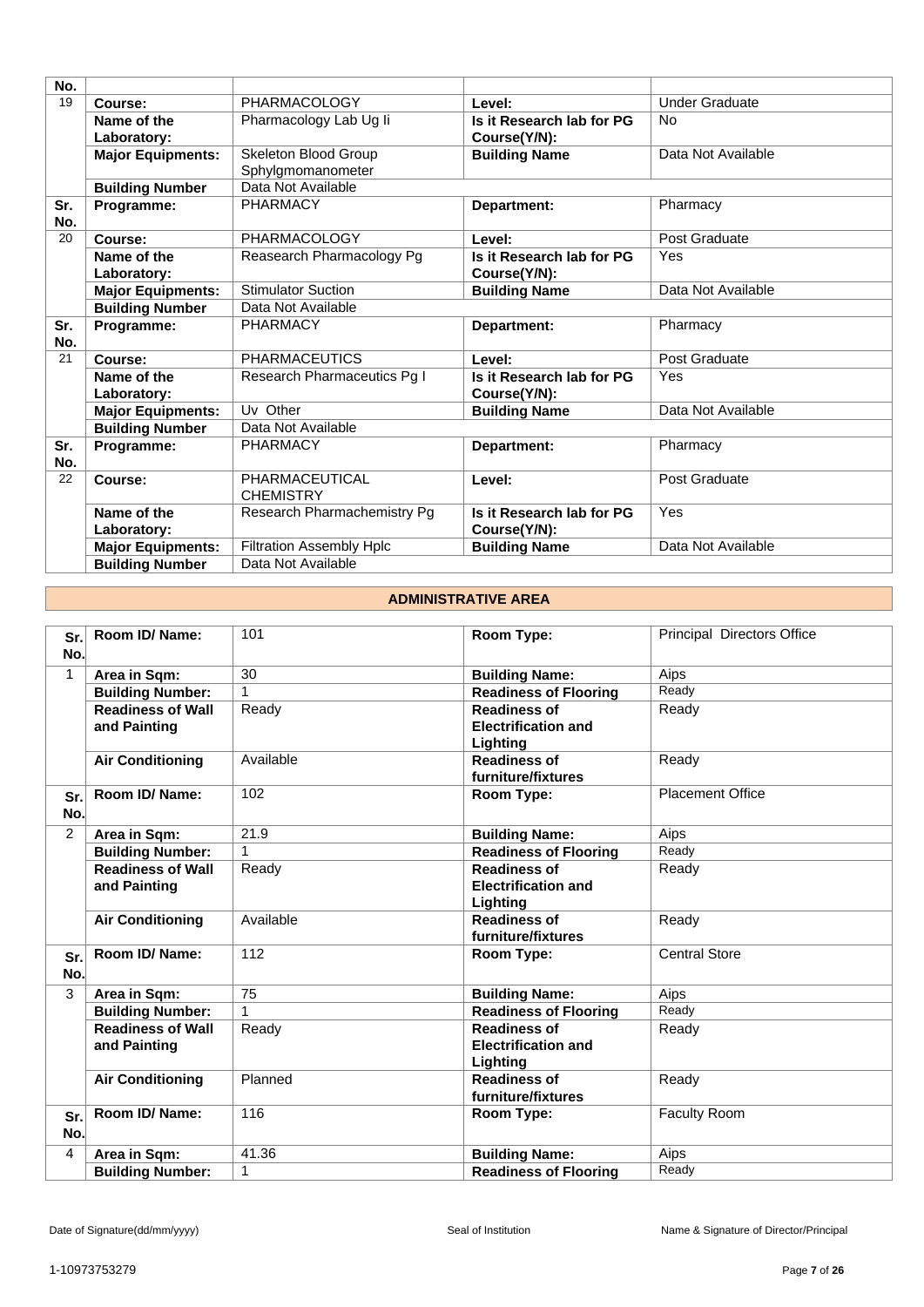| No. | | | | |
|---|---|---|---|---|
| 19 | **Course:** | PHARMACOLOGY | **Level:** | Under Graduate |
| | **Name of the Laboratory:** | Pharmacology Lab Ug Ii | **Is it Research lab for PG Course(Y/N):** | No |
| | **Major Equipments:** | Skeleton Blood Group Sphylgmomanometer | **Building Name** | Data Not Available |
| | **Building Number** | Data Not Available | | |
| **Sr. No.** | **Programme:** | PHARMACY | **Department:** | Pharmacy |
| 20 | **Course:** | PHARMACOLOGY | **Level:** | Post Graduate |
| | **Name of the Laboratory:** | Reasearch Pharmacology Pg | **Is it Research lab for PG Course(Y/N):** | Yes |
| | **Major Equipments:** | Stimulator Suction | **Building Name** | Data Not Available |
| | **Building Number** | Data Not Available | | |
| **Sr. No.** | **Programme:** | PHARMACY | **Department:** | Pharmacy |
| 21 | **Course:** | PHARMACEUTICS | **Level:** | Post Graduate |
| | **Name of the Laboratory:** | Research Pharmaceutics Pg I | **Is it Research lab for PG Course(Y/N):** | Yes |
| | **Major Equipments:** | Uv Other | **Building Name** | Data Not Available |
| | **Building Number** | Data Not Available | | |
| **Sr. No.** | **Programme:** | PHARMACY | **Department:** | Pharmacy |
| 22 | **Course:** | PHARMACEUTICAL CHEMISTRY | **Level:** | Post Graduate |
| | **Name of the Laboratory:** | Research Pharmachemistry Pg | **Is it Research lab for PG Course(Y/N):** | Yes |
| | **Major Equipments:** | Filtration Assembly Hplc | **Building Name** | Data Not Available |
| | **Building Number** | Data Not Available | | |

## ADMINISTRATIVE AREA

| Sr. No. | Room ID/ Name: | 101 | Room Type: | Principal Directors Office |
|---|---|---|---|---|
| 1 | **Area in Sqm:** | 30 | **Building Name:** | Aips |
| | **Building Number:** | 1 | **Readiness of Flooring** | Ready |
| | **Readiness of Wall and Painting** | Ready | **Readiness of Electrification and Lighting** | Ready |
| | **Air Conditioning** | Available | **Readiness of furniture/fixtures** | Ready |
| **Sr. No.** | **Room ID/ Name:** | 102 | **Room Type:** | Placement Office |
| 2 | **Area in Sqm:** | 21.9 | **Building Name:** | Aips |
| | **Building Number:** | 1 | **Readiness of Flooring** | Ready |
| | **Readiness of Wall and Painting** | Ready | **Readiness of Electrification and Lighting** | Ready |
| | **Air Conditioning** | Available | **Readiness of furniture/fixtures** | Ready |
| **Sr. No.** | **Room ID/ Name:** | 112 | **Room Type:** | Central Store |
| 3 | **Area in Sqm:** | 75 | **Building Name:** | Aips |
| | **Building Number:** | 1 | **Readiness of Flooring** | Ready |
| | **Readiness of Wall and Painting** | Ready | **Readiness of Electrification and Lighting** | Ready |
| | **Air Conditioning** | Planned | **Readiness of furniture/fixtures** | Ready |
| **Sr. No.** | **Room ID/ Name:** | 116 | **Room Type:** | Faculty Room |
| 4 | **Area in Sqm:** | 41.36 | **Building Name:** | Aips |
| | **Building Number:** | 1 | **Readiness of Flooring** | Ready |

Date of Signature(dd/mm/yyyy) Seal of Institution Name & Signature of Director/Principal

1-10973753279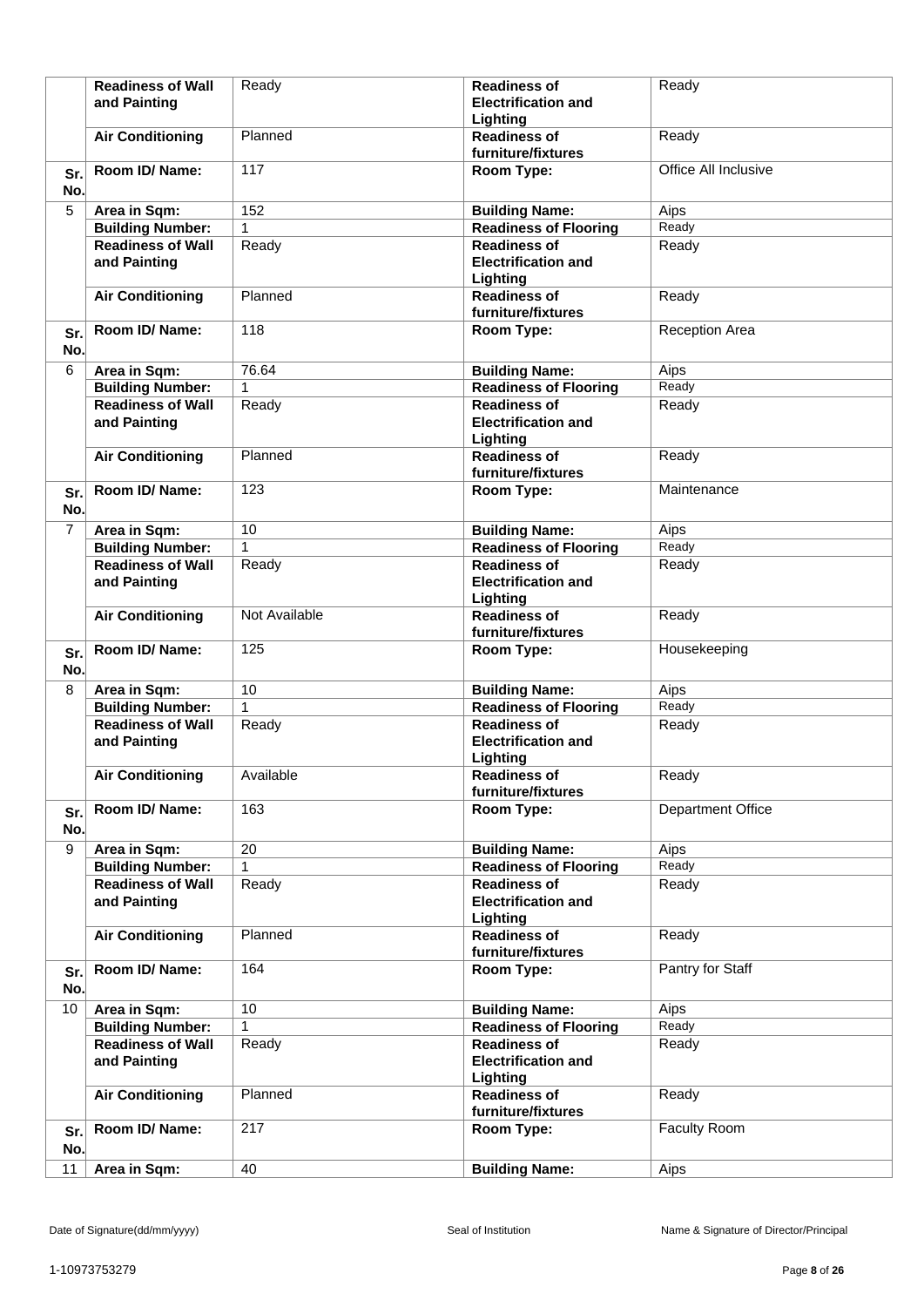| | | | | |
|---|---|---|---|---|
| | **Readiness of Wall and Painting** | Ready | **Readiness of Electrification and Lighting** | Ready |
| | **Air Conditioning** | Planned | **Readiness of furniture/fixtures** | Ready |
| **Sr. No.** | **Room ID/ Name:** | 117 | **Room Type:** | Office All Inclusive |
| 5 | **Area in Sqm:** | 152 | **Building Name:** | Aips |
| | **Building Number:** | 1 | **Readiness of Flooring** | Ready |
| | **Readiness of Wall and Painting** | Ready | **Readiness of Electrification and Lighting** | Ready |
| | **Air Conditioning** | Planned | **Readiness of furniture/fixtures** | Ready |
| **Sr. No.** | **Room ID/ Name:** | 118 | **Room Type:** | Reception Area |
| 6 | **Area in Sqm:** | 76.64 | **Building Name:** | Aips |
| | **Building Number:** | 1 | **Readiness of Flooring** | Ready |
| | **Readiness of Wall and Painting** | Ready | **Readiness of Electrification and Lighting** | Ready |
| | **Air Conditioning** | Planned | **Readiness of furniture/fixtures** | Ready |
| **Sr. No.** | **Room ID/ Name:** | 123 | **Room Type:** | Maintenance |
| 7 | **Area in Sqm:** | 10 | **Building Name:** | Aips |
| | **Building Number:** | 1 | **Readiness of Flooring** | Ready |
| | **Readiness of Wall and Painting** | Ready | **Readiness of Electrification and Lighting** | Ready |
| | **Air Conditioning** | Not Available | **Readiness of furniture/fixtures** | Ready |
| **Sr. No.** | **Room ID/ Name:** | 125 | **Room Type:** | Housekeeping |
| 8 | **Area in Sqm:** | 10 | **Building Name:** | Aips |
| | **Building Number:** | 1 | **Readiness of Flooring** | Ready |
| | **Readiness of Wall and Painting** | Ready | **Readiness of Electrification and Lighting** | Ready |
| | **Air Conditioning** | Available | **Readiness of furniture/fixtures** | Ready |
| **Sr. No.** | **Room ID/ Name:** | 163 | **Room Type:** | Department Office |
| 9 | **Area in Sqm:** | 20 | **Building Name:** | Aips |
| | **Building Number:** | 1 | **Readiness of Flooring** | Ready |
| | **Readiness of Wall and Painting** | Ready | **Readiness of Electrification and Lighting** | Ready |
| | **Air Conditioning** | Planned | **Readiness of furniture/fixtures** | Ready |
| **Sr. No.** | **Room ID/ Name:** | 164 | **Room Type:** | Pantry for Staff |
| 10 | **Area in Sqm:** | 10 | **Building Name:** | Aips |
| | **Building Number:** | 1 | **Readiness of Flooring** | Ready |
| | **Readiness of Wall and Painting** | Ready | **Readiness of Electrification and Lighting** | Ready |
| | **Air Conditioning** | Planned | **Readiness of furniture/fixtures** | Ready |
| **Sr. No.** | **Room ID/ Name:** | 217 | **Room Type:** | Faculty Room |
| 11 | **Area in Sqm:** | 40 | **Building Name:** | Aips |

Date of Signature(dd/mm/yyyy) Seal of Institution Name & Signature of Director/Principal

1-10973753279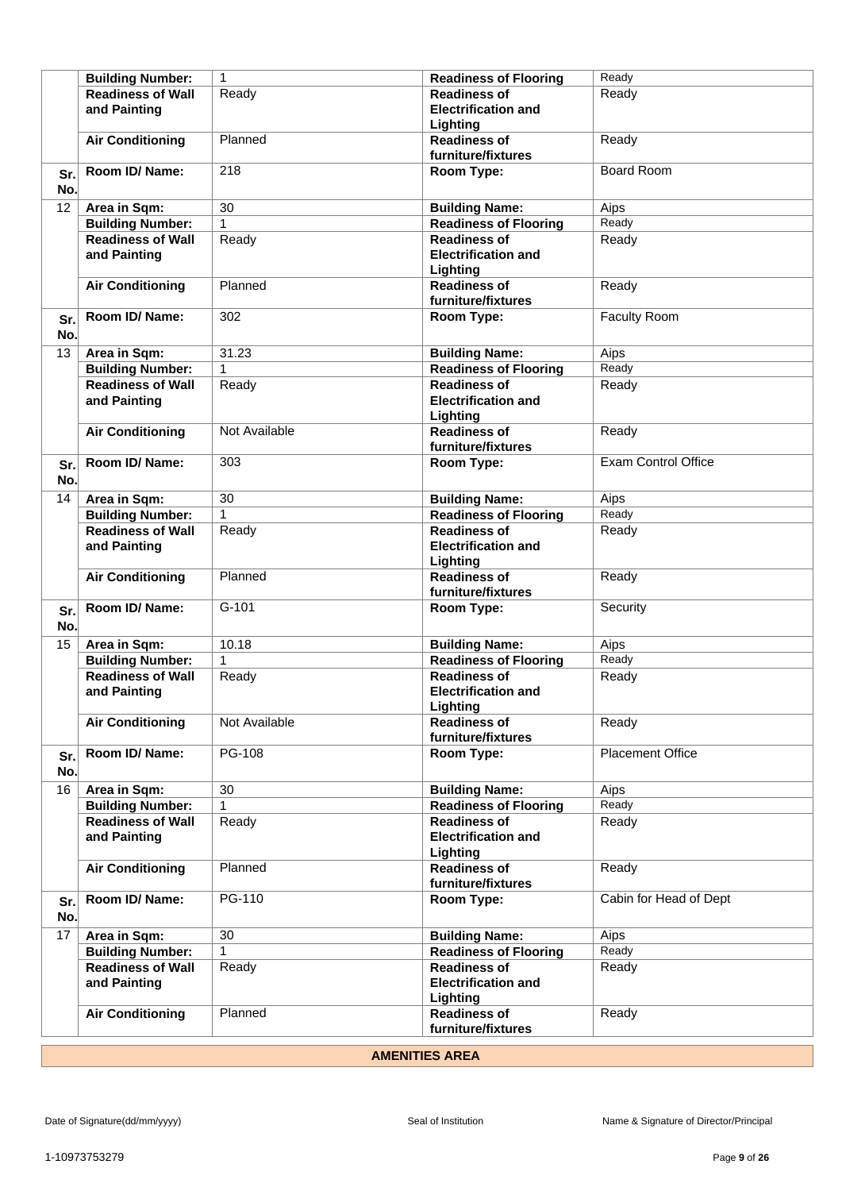| | | | | |
|---|---|---|---|---|
| | **Building Number:** | 1 | **Readiness of Flooring** | Ready |
| | **Readiness of Wall and Painting** | Ready | **Readiness of Electrification and Lighting** | Ready |
| | **Air Conditioning** | Planned | **Readiness of furniture/fixtures** | Ready |
| **Sr. No.** | **Room ID/ Name:** | 218 | **Room Type:** | Board Room |
| 12 | **Area in Sqm:** | 30 | **Building Name:** | Aips |
| | **Building Number:** | 1 | **Readiness of Flooring** | Ready |
| | **Readiness of Wall and Painting** | Ready | **Readiness of Electrification and Lighting** | Ready |
| | **Air Conditioning** | Planned | **Readiness of furniture/fixtures** | Ready |
| **Sr. No.** | **Room ID/ Name:** | 302 | **Room Type:** | Faculty Room |
| 13 | **Area in Sqm:** | 31.23 | **Building Name:** | Aips |
| | **Building Number:** | 1 | **Readiness of Flooring** | Ready |
| | **Readiness of Wall and Painting** | Ready | **Readiness of Electrification and Lighting** | Ready |
| | **Air Conditioning** | Not Available | **Readiness of furniture/fixtures** | Ready |
| **Sr. No.** | **Room ID/ Name:** | 303 | **Room Type:** | Exam Control Office |
| 14 | **Area in Sqm:** | 30 | **Building Name:** | Aips |
| | **Building Number:** | 1 | **Readiness of Flooring** | Ready |
| | **Readiness of Wall and Painting** | Ready | **Readiness of Electrification and Lighting** | Ready |
| | **Air Conditioning** | Planned | **Readiness of furniture/fixtures** | Ready |
| **Sr. No.** | **Room ID/ Name:** | G-101 | **Room Type:** | Security |
| 15 | **Area in Sqm:** | 10.18 | **Building Name:** | Aips |
| | **Building Number:** | 1 | **Readiness of Flooring** | Ready |
| | **Readiness of Wall and Painting** | Ready | **Readiness of Electrification and Lighting** | Ready |
| | **Air Conditioning** | Not Available | **Readiness of furniture/fixtures** | Ready |
| **Sr. No.** | **Room ID/ Name:** | PG-108 | **Room Type:** | Placement Office |
| 16 | **Area in Sqm:** | 30 | **Building Name:** | Aips |
| | **Building Number:** | 1 | **Readiness of Flooring** | Ready |
| | **Readiness of Wall and Painting** | Ready | **Readiness of Electrification and Lighting** | Ready |
| | **Air Conditioning** | Planned | **Readiness of furniture/fixtures** | Ready |
| **Sr. No.** | **Room ID/ Name:** | PG-110 | **Room Type:** | Cabin for Head of Dept |
| 17 | **Area in Sqm:** | 30 | **Building Name:** | Aips |
| | **Building Number:** | 1 | **Readiness of Flooring** | Ready |
| | **Readiness of Wall and Painting** | Ready | **Readiness of Electrification and Lighting** | Ready |
| | **Air Conditioning** | Planned | **Readiness of furniture/fixtures** | Ready |

**AMENITIES AREA**

Date of Signature(dd/mm/yyyy) | Seal of Institution | Name & Signature of Director/Principal

1-10973753279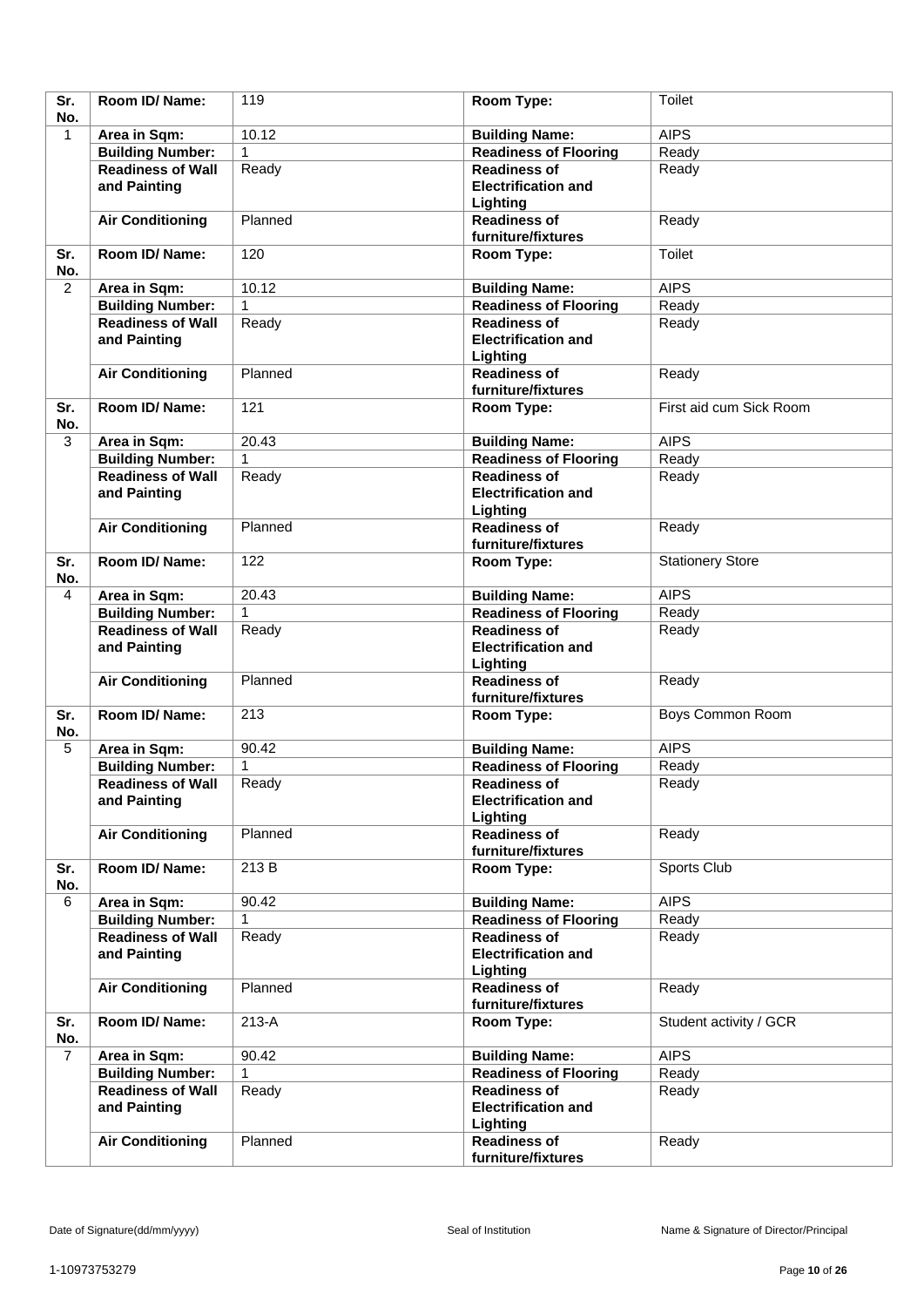| Sr. No. | Room ID/ Name: | 119 | Room Type: | Toilet |
|---|---|---|---|---|
| 1 | Area in Sqm: | 10.12 | Building Name: | AIPS |
| | Building Number: | 1 | Readiness of Flooring | Ready |
| | Readiness of Wall and Painting | Ready | Readiness of Electrification and Lighting | Ready |
| | Air Conditioning | Planned | Readiness of furniture/fixtures | Ready |
| Sr. No. | Room ID/ Name: | 120 | Room Type: | Toilet |
| 2 | Area in Sqm: | 10.12 | Building Name: | AIPS |
| | Building Number: | 1 | Readiness of Flooring | Ready |
| | Readiness of Wall and Painting | Ready | Readiness of Electrification and Lighting | Ready |
| | Air Conditioning | Planned | Readiness of furniture/fixtures | Ready |
| Sr. No. | Room ID/ Name: | 121 | Room Type: | First aid cum Sick Room |
| 3 | Area in Sqm: | 20.43 | Building Name: | AIPS |
| | Building Number: | 1 | Readiness of Flooring | Ready |
| | Readiness of Wall and Painting | Ready | Readiness of Electrification and Lighting | Ready |
| | Air Conditioning | Planned | Readiness of furniture/fixtures | Ready |
| Sr. No. | Room ID/ Name: | 122 | Room Type: | Stationery Store |
| 4 | Area in Sqm: | 20.43 | Building Name: | AIPS |
| | Building Number: | 1 | Readiness of Flooring | Ready |
| | Readiness of Wall and Painting | Ready | Readiness of Electrification and Lighting | Ready |
| | Air Conditioning | Planned | Readiness of furniture/fixtures | Ready |
| Sr. No. | Room ID/ Name: | 213 | Room Type: | Boys Common Room |
| 5 | Area in Sqm: | 90.42 | Building Name: | AIPS |
| | Building Number: | 1 | Readiness of Flooring | Ready |
| | Readiness of Wall and Painting | Ready | Readiness of Electrification and Lighting | Ready |
| | Air Conditioning | Planned | Readiness of furniture/fixtures | Ready |
| Sr. No. | Room ID/ Name: | 213 B | Room Type: | Sports Club |
| 6 | Area in Sqm: | 90.42 | Building Name: | AIPS |
| | Building Number: | 1 | Readiness of Flooring | Ready |
| | Readiness of Wall and Painting | Ready | Readiness of Electrification and Lighting | Ready |
| | Air Conditioning | Planned | Readiness of furniture/fixtures | Ready |
| Sr. No. | Room ID/ Name: | 213-A | Room Type: | Student activity / GCR |
| 7 | Area in Sqm: | 90.42 | Building Name: | AIPS |
| | Building Number: | 1 | Readiness of Flooring | Ready |
| | Readiness of Wall and Painting | Ready | Readiness of Electrification and Lighting | Ready |
| | Air Conditioning | Planned | Readiness of furniture/fixtures | Ready |

Date of Signature(dd/mm/yyyy) Seal of Institution Name & Signature of Director/Principal

1-10973753279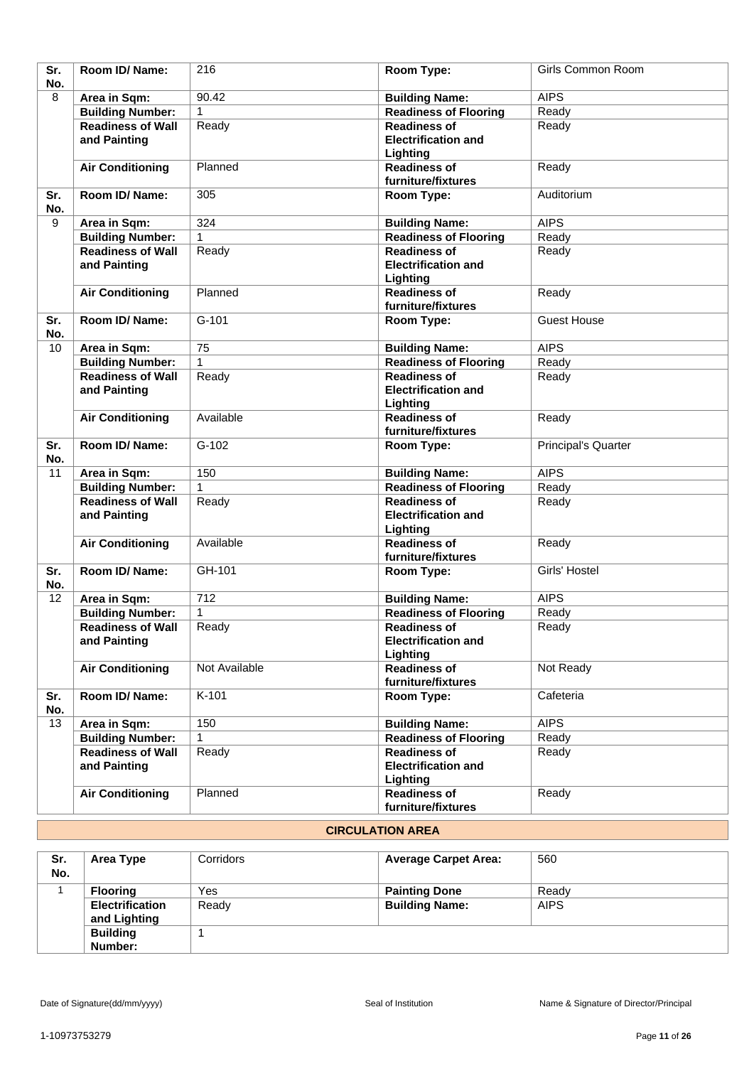| Sr. No. | Room ID/ Name: | 216 | Room Type: | Girls Common Room |
|---|---|---|---|---|
| 8 | Area in Sqm: | 90.42 | Building Name: | AIPS |
| | Building Number: | 1 | Readiness of Flooring | Ready |
| | Readiness of Wall and Painting | Ready | Readiness of Electrification and Lighting | Ready |
| | Air Conditioning | Planned | Readiness of furniture/fixtures | Ready |
| Sr. No. | Room ID/ Name: | 305 | Room Type: | Auditorium |
| 9 | Area in Sqm: | 324 | Building Name: | AIPS |
| | Building Number: | 1 | Readiness of Flooring | Ready |
| | Readiness of Wall and Painting | Ready | Readiness of Electrification and Lighting | Ready |
| | Air Conditioning | Planned | Readiness of furniture/fixtures | Ready |
| Sr. No. | Room ID/ Name: | G-101 | Room Type: | Guest House |
| 10 | Area in Sqm: | 75 | Building Name: | AIPS |
| | Building Number: | 1 | Readiness of Flooring | Ready |
| | Readiness of Wall and Painting | Ready | Readiness of Electrification and Lighting | Ready |
| | Air Conditioning | Available | Readiness of furniture/fixtures | Ready |
| Sr. No. | Room ID/ Name: | G-102 | Room Type: | Principal's Quarter |
| 11 | Area in Sqm: | 150 | Building Name: | AIPS |
| | Building Number: | 1 | Readiness of Flooring | Ready |
| | Readiness of Wall and Painting | Ready | Readiness of Electrification and Lighting | Ready |
| | Air Conditioning | Available | Readiness of furniture/fixtures | Ready |
| Sr. No. | Room ID/ Name: | GH-101 | Room Type: | Girls' Hostel |
| 12 | Area in Sqm: | 712 | Building Name: | AIPS |
| | Building Number: | 1 | Readiness of Flooring | Ready |
| | Readiness of Wall and Painting | Ready | Readiness of Electrification and Lighting | Ready |
| | Air Conditioning | Not Available | Readiness of furniture/fixtures | Not Ready |
| Sr. No. | Room ID/ Name: | K-101 | Room Type: | Cafeteria |
| 13 | Area in Sqm: | 150 | Building Name: | AIPS |
| | Building Number: | 1 | Readiness of Flooring | Ready |
| | Readiness of Wall and Painting | Ready | Readiness of Electrification and Lighting | Ready |
| | Air Conditioning | Planned | Readiness of furniture/fixtures | Ready |

## CIRCULATION AREA

| Sr. No. | Area Type | Corridors | Average Carpet Area: | 560 |
|---|---|---|---|---|
| 1 | Flooring | Yes | Painting Done | Ready |
| | Electrification and Lighting | Ready | Building Name: | AIPS |
| | Building Number: | 1 | | |

Date of Signature(dd/mm/yyyy) Seal of Institution Name & Signature of Director/Principal

1-10973753279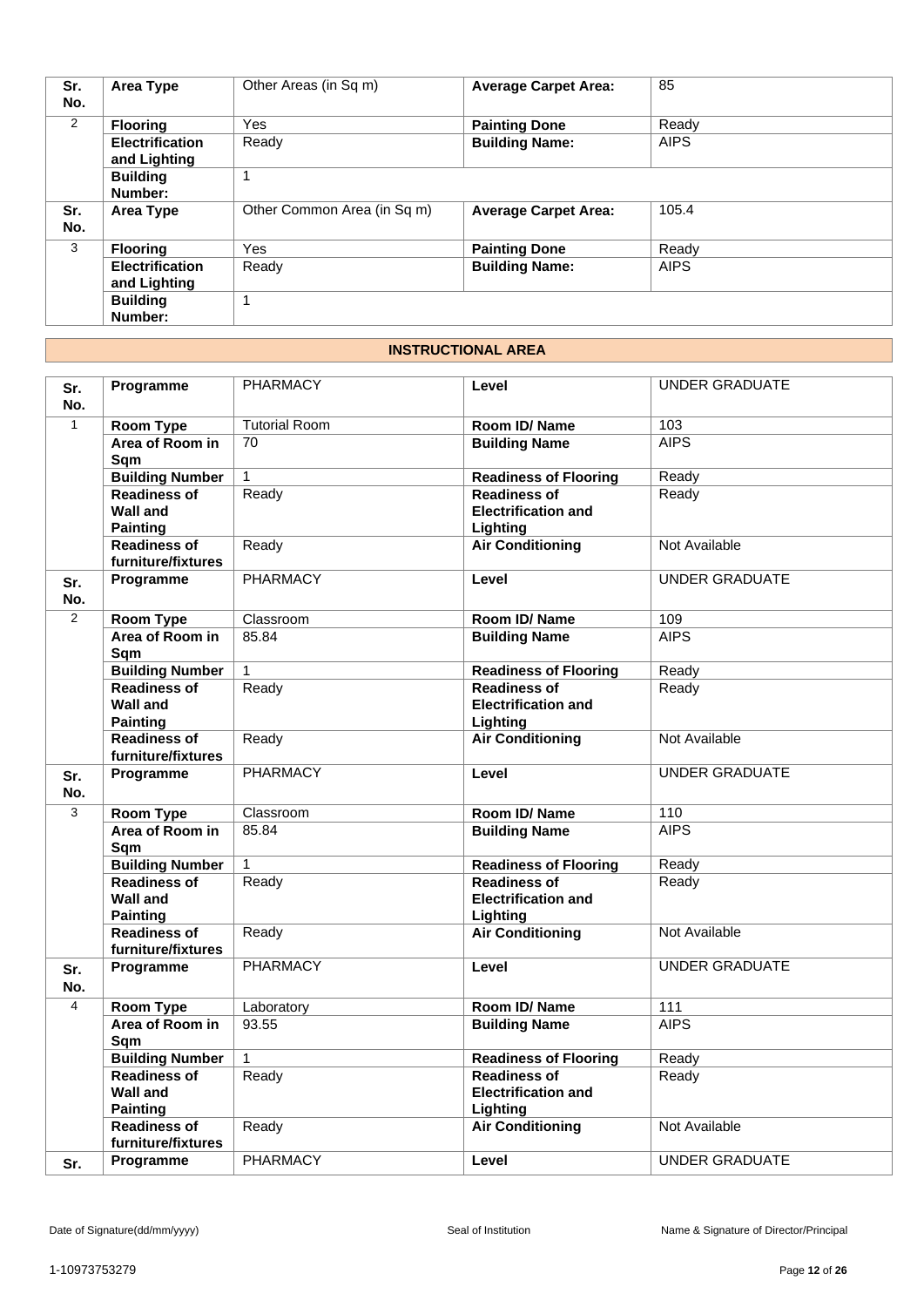| Sr. No. | Area Type | Other Areas (in Sq m) | Average Carpet Area: | 85 |
|---|---|---|---|---|
| 2 | Flooring | Yes | Painting Done | Ready |
| | Electrification and Lighting | Ready | Building Name: | AIPS |
| | Building Number: | 1 | | |
| Sr. No. | Area Type | Other Common Area (in Sq m) | Average Carpet Area: | 105.4 |
| 3 | Flooring | Yes | Painting Done | Ready |
| | Electrification and Lighting | Ready | Building Name: | AIPS |
| | Building Number: | 1 | | |

## INSTRUCTIONAL AREA

| Sr. No. | Programme | PHARMACY | Level | UNDER GRADUATE |
|---|---|---|---|---|
| 1 | Room Type | Tutorial Room | Room ID/ Name | 103 |
| | Area of Room in Sqm | 70 | Building Name | AIPS |
| | Building Number | 1 | Readiness of Flooring | Ready |
| | Readiness of Wall and Painting | Ready | Readiness of Electrification and Lighting | Ready |
| | Readiness of furniture/fixtures | Ready | Air Conditioning | Not Available |
| Sr. No. | Programme | PHARMACY | Level | UNDER GRADUATE |
| 2 | Room Type | Classroom | Room ID/ Name | 109 |
| | Area of Room in Sqm | 85.84 | Building Name | AIPS |
| | Building Number | 1 | Readiness of Flooring | Ready |
| | Readiness of Wall and Painting | Ready | Readiness of Electrification and Lighting | Ready |
| | Readiness of furniture/fixtures | Ready | Air Conditioning | Not Available |
| Sr. No. | Programme | PHARMACY | Level | UNDER GRADUATE |
| 3 | Room Type | Classroom | Room ID/ Name | 110 |
| | Area of Room in Sqm | 85.84 | Building Name | AIPS |
| | Building Number | 1 | Readiness of Flooring | Ready |
| | Readiness of Wall and Painting | Ready | Readiness of Electrification and Lighting | Ready |
| | Readiness of furniture/fixtures | Ready | Air Conditioning | Not Available |
| Sr. No. | Programme | PHARMACY | Level | UNDER GRADUATE |
| 4 | Room Type | Laboratory | Room ID/ Name | 111 |
| | Area of Room in Sqm | 93.55 | Building Name | AIPS |
| | Building Number | 1 | Readiness of Flooring | Ready |
| | Readiness of Wall and Painting | Ready | Readiness of Electrification and Lighting | Ready |
| | Readiness of furniture/fixtures | Ready | Air Conditioning | Not Available |
| Sr. | Programme | PHARMACY | Level | UNDER GRADUATE |

Date of Signature(dd/mm/yyyy) | Seal of Institution | Name & Signature of Director/Principal

1-10973753279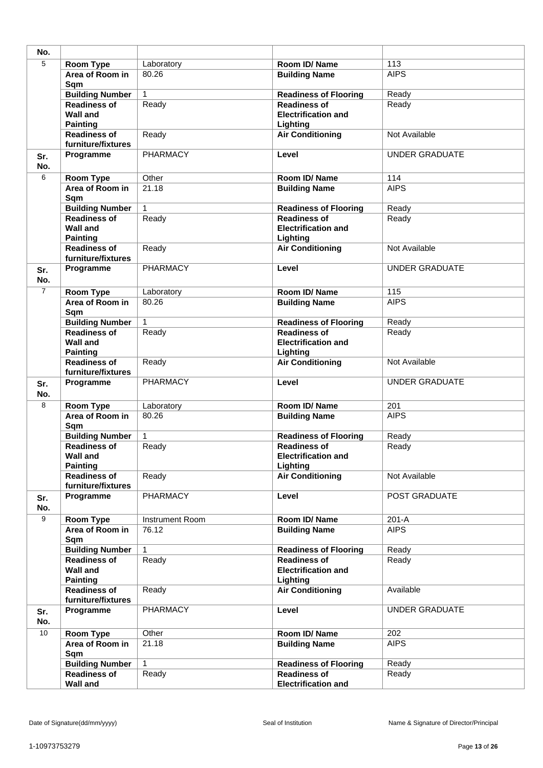| No. | | | | |
|---|---|---|---|---|
| 5 | **Room Type** | Laboratory | **Room ID/ Name** | 113 |
| | **Area of Room in Sqm** | 80.26 | **Building Name** | AIPS |
| | **Building Number** | 1 | **Readiness of Flooring** | Ready |
| | **Readiness of Wall and Painting** | Ready | **Readiness of Electrification and Lighting** | Ready |
| | **Readiness of furniture/fixtures** | Ready | **Air Conditioning** | Not Available |
| **Sr. No.** | **Programme** | PHARMACY | **Level** | UNDER GRADUATE |
| 6 | **Room Type** | Other | **Room ID/ Name** | 114 |
| | **Area of Room in Sqm** | 21.18 | **Building Name** | AIPS |
| | **Building Number** | 1 | **Readiness of Flooring** | Ready |
| | **Readiness of Wall and Painting** | Ready | **Readiness of Electrification and Lighting** | Ready |
| | **Readiness of furniture/fixtures** | Ready | **Air Conditioning** | Not Available |
| **Sr. No.** | **Programme** | PHARMACY | **Level** | UNDER GRADUATE |
| 7 | **Room Type** | Laboratory | **Room ID/ Name** | 115 |
| | **Area of Room in Sqm** | 80.26 | **Building Name** | AIPS |
| | **Building Number** | 1 | **Readiness of Flooring** | Ready |
| | **Readiness of Wall and Painting** | Ready | **Readiness of Electrification and Lighting** | Ready |
| | **Readiness of furniture/fixtures** | Ready | **Air Conditioning** | Not Available |
| **Sr. No.** | **Programme** | PHARMACY | **Level** | UNDER GRADUATE |
| 8 | **Room Type** | Laboratory | **Room ID/ Name** | 201 |
| | **Area of Room in Sqm** | 80.26 | **Building Name** | AIPS |
| | **Building Number** | 1 | **Readiness of Flooring** | Ready |
| | **Readiness of Wall and Painting** | Ready | **Readiness of Electrification and Lighting** | Ready |
| | **Readiness of furniture/fixtures** | Ready | **Air Conditioning** | Not Available |
| **Sr. No.** | **Programme** | PHARMACY | **Level** | POST GRADUATE |
| 9 | **Room Type** | Instrument Room | **Room ID/ Name** | 201-A |
| | **Area of Room in Sqm** | 76.12 | **Building Name** | AIPS |
| | **Building Number** | 1 | **Readiness of Flooring** | Ready |
| | **Readiness of Wall and Painting** | Ready | **Readiness of Electrification and Lighting** | Ready |
| | **Readiness of furniture/fixtures** | Ready | **Air Conditioning** | Available |
| **Sr. No.** | **Programme** | PHARMACY | **Level** | UNDER GRADUATE |
| 10 | **Room Type** | Other | **Room ID/ Name** | 202 |
| | **Area of Room in Sqm** | 21.18 | **Building Name** | AIPS |
| | **Building Number** | 1 | **Readiness of Flooring** | Ready |
| | **Readiness of Wall and** | Ready | **Readiness of Electrification and** | Ready |

Date of Signature(dd/mm/yyyy) Seal of Institution Name & Signature of Director/Principal

1-10973753279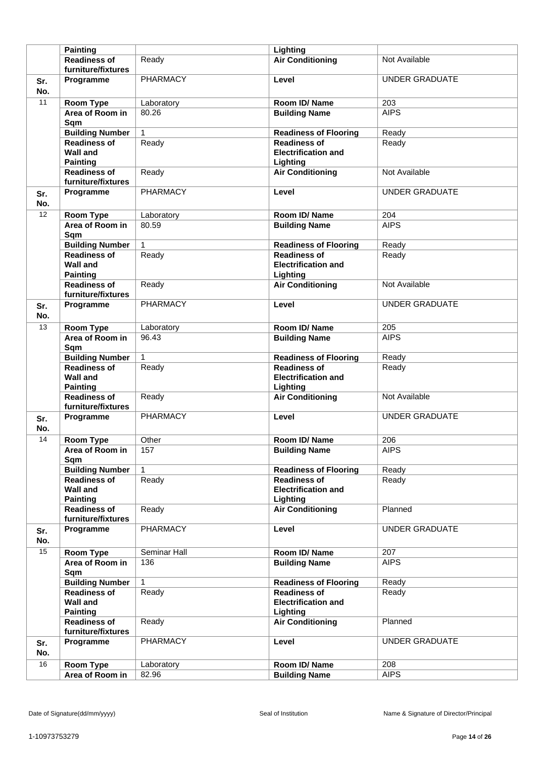|  | Painting |  | Lighting |  |
|---|---|---|---|---|
|  | Readiness of furniture/fixtures | Ready | Air Conditioning | Not Available |
| Sr. No. | Programme | PHARMACY | Level | UNDER GRADUATE |
| 11 | Room Type | Laboratory | Room ID/ Name | 203 |
|  | Area of Room in Sqm | 80.26 | Building Name | AIPS |
|  | Building Number | 1 | Readiness of Flooring | Ready |
|  | Readiness of Wall and Painting | Ready | Readiness of Electrification and Lighting | Ready |
|  | Readiness of furniture/fixtures | Ready | Air Conditioning | Not Available |
| Sr. No. | Programme | PHARMACY | Level | UNDER GRADUATE |
| 12 | Room Type | Laboratory | Room ID/ Name | 204 |
|  | Area of Room in Sqm | 80.59 | Building Name | AIPS |
|  | Building Number | 1 | Readiness of Flooring | Ready |
|  | Readiness of Wall and Painting | Ready | Readiness of Electrification and Lighting | Ready |
|  | Readiness of furniture/fixtures | Ready | Air Conditioning | Not Available |
| Sr. No. | Programme | PHARMACY | Level | UNDER GRADUATE |
| 13 | Room Type | Laboratory | Room ID/ Name | 205 |
|  | Area of Room in Sqm | 96.43 | Building Name | AIPS |
|  | Building Number | 1 | Readiness of Flooring | Ready |
|  | Readiness of Wall and Painting | Ready | Readiness of Electrification and Lighting | Ready |
|  | Readiness of furniture/fixtures | Ready | Air Conditioning | Not Available |
| Sr. No. | Programme | PHARMACY | Level | UNDER GRADUATE |
| 14 | Room Type | Other | Room ID/ Name | 206 |
|  | Area of Room in Sqm | 157 | Building Name | AIPS |
|  | Building Number | 1 | Readiness of Flooring | Ready |
|  | Readiness of Wall and Painting | Ready | Readiness of Electrification and Lighting | Ready |
|  | Readiness of furniture/fixtures | Ready | Air Conditioning | Planned |
| Sr. No. | Programme | PHARMACY | Level | UNDER GRADUATE |
| 15 | Room Type | Seminar Hall | Room ID/ Name | 207 |
|  | Area of Room in Sqm | 136 | Building Name | AIPS |
|  | Building Number | 1 | Readiness of Flooring | Ready |
|  | Readiness of Wall and Painting | Ready | Readiness of Electrification and Lighting | Ready |
|  | Readiness of furniture/fixtures | Ready | Air Conditioning | Planned |
| Sr. No. | Programme | PHARMACY | Level | UNDER GRADUATE |
| 16 | Room Type | Laboratory | Room ID/ Name | 208 |
|  | Area of Room in | 82.96 | Building Name | AIPS |

Date of Signature(dd/mm/yyyy) Seal of Institution Name & Signature of Director/Principal

1-10973753279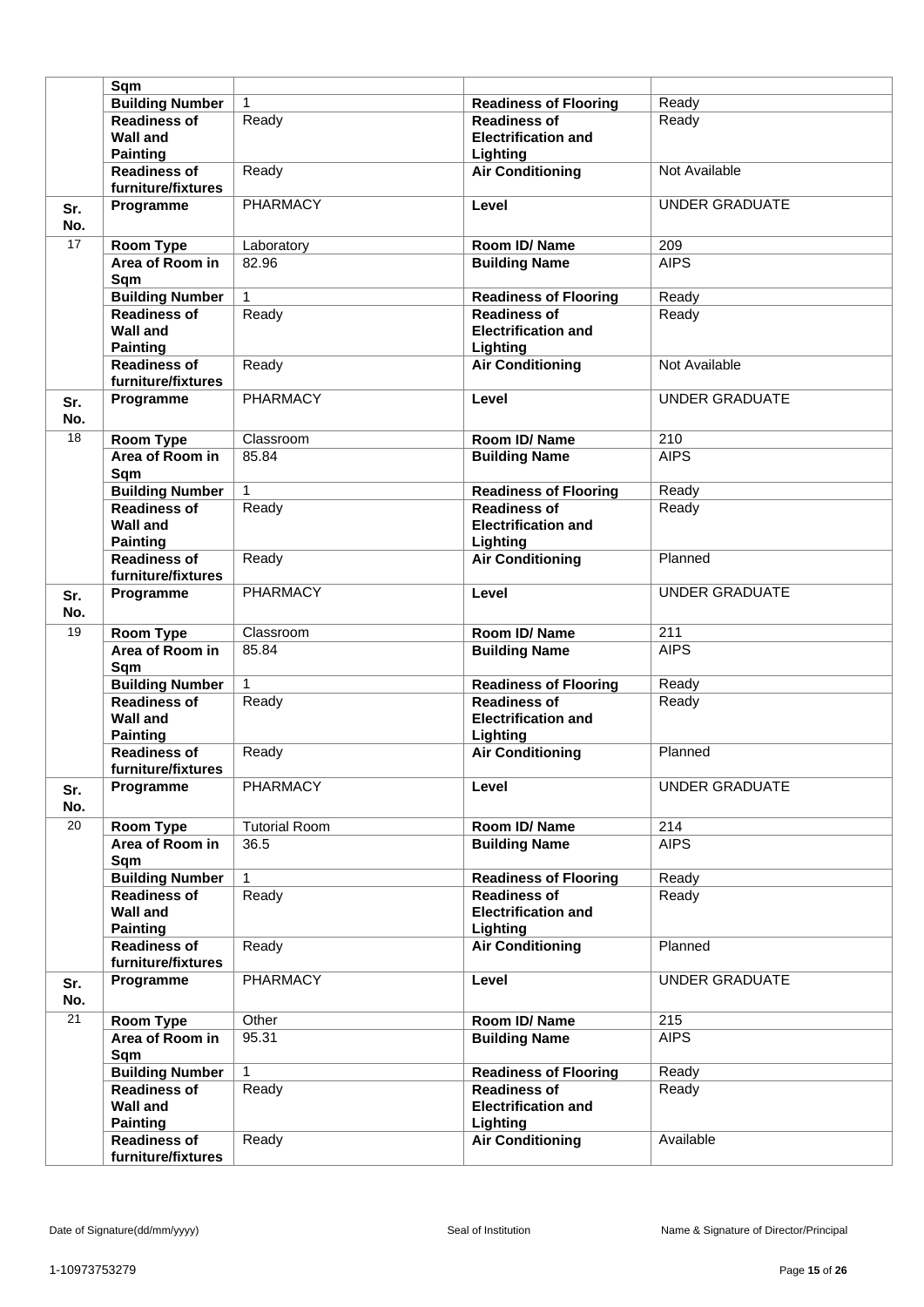| | | | | |
|---|---|---|---|---|
| | Sqm | | | |
| | Building Number | 1 | Readiness of Flooring | Ready |
| | Readiness of Wall and Painting | Ready | Readiness of Electrification and Lighting | Ready |
| | Readiness of furniture/fixtures | Ready | Air Conditioning | Not Available |
| Sr. No. | Programme | PHARMACY | Level | UNDER GRADUATE |
| 17 | Room Type | Laboratory | Room ID/ Name | 209 |
| | Area of Room in Sqm | 82.96 | Building Name | AIPS |
| | Building Number | 1 | Readiness of Flooring | Ready |
| | Readiness of Wall and Painting | Ready | Readiness of Electrification and Lighting | Ready |
| | Readiness of furniture/fixtures | Ready | Air Conditioning | Not Available |
| Sr. No. | Programme | PHARMACY | Level | UNDER GRADUATE |
| 18 | Room Type | Classroom | Room ID/ Name | 210 |
| | Area of Room in Sqm | 85.84 | Building Name | AIPS |
| | Building Number | 1 | Readiness of Flooring | Ready |
| | Readiness of Wall and Painting | Ready | Readiness of Electrification and Lighting | Ready |
| | Readiness of furniture/fixtures | Ready | Air Conditioning | Planned |
| Sr. No. | Programme | PHARMACY | Level | UNDER GRADUATE |
| 19 | Room Type | Classroom | Room ID/ Name | 211 |
| | Area of Room in Sqm | 85.84 | Building Name | AIPS |
| | Building Number | 1 | Readiness of Flooring | Ready |
| | Readiness of Wall and Painting | Ready | Readiness of Electrification and Lighting | Ready |
| | Readiness of furniture/fixtures | Ready | Air Conditioning | Planned |
| Sr. No. | Programme | PHARMACY | Level | UNDER GRADUATE |
| 20 | Room Type | Tutorial Room | Room ID/ Name | 214 |
| | Area of Room in Sqm | 36.5 | Building Name | AIPS |
| | Building Number | 1 | Readiness of Flooring | Ready |
| | Readiness of Wall and Painting | Ready | Readiness of Electrification and Lighting | Ready |
| | Readiness of furniture/fixtures | Ready | Air Conditioning | Planned |
| Sr. No. | Programme | PHARMACY | Level | UNDER GRADUATE |
| 21 | Room Type | Other | Room ID/ Name | 215 |
| | Area of Room in Sqm | 95.31 | Building Name | AIPS |
| | Building Number | 1 | Readiness of Flooring | Ready |
| | Readiness of Wall and Painting | Ready | Readiness of Electrification and Lighting | Ready |
| | Readiness of furniture/fixtures | Ready | Air Conditioning | Available |

Date of Signature(dd/mm/yyyy) Seal of Institution Name & Signature of Director/Principal

1-10973753279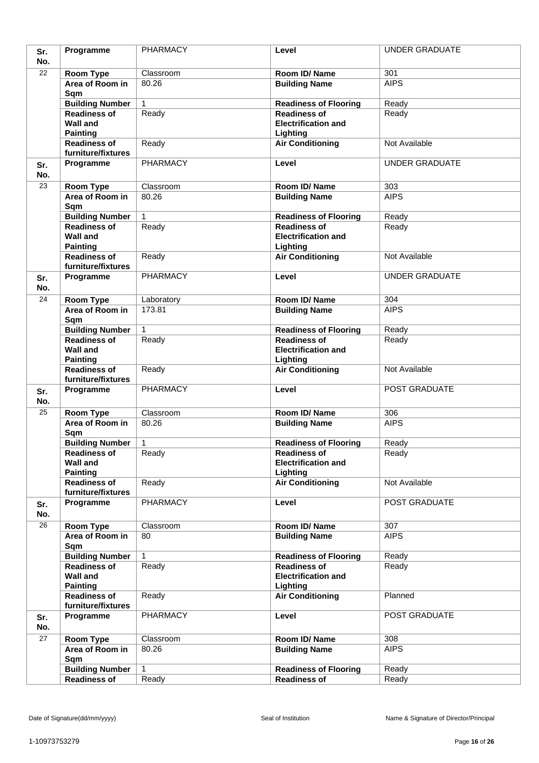| Sr. No. | Programme | PHARMACY | Level | UNDER GRADUATE |
|---|---|---|---|---|
| 22 | Room Type | Classroom | Room ID/ Name | 301 |
| | Area of Room in Sqm | 80.26 | Building Name | AIPS |
| | Building Number | 1 | Readiness of Flooring | Ready |
| | Readiness of Wall and Painting | Ready | Readiness of Electrification and Lighting | Ready |
| | Readiness of furniture/fixtures | Ready | Air Conditioning | Not Available |
| Sr. No. | Programme | PHARMACY | Level | UNDER GRADUATE |
| 23 | Room Type | Classroom | Room ID/ Name | 303 |
| | Area of Room in Sqm | 80.26 | Building Name | AIPS |
| | Building Number | 1 | Readiness of Flooring | Ready |
| | Readiness of Wall and Painting | Ready | Readiness of Electrification and Lighting | Ready |
| | Readiness of furniture/fixtures | Ready | Air Conditioning | Not Available |
| Sr. No. | Programme | PHARMACY | Level | UNDER GRADUATE |
| 24 | Room Type | Laboratory | Room ID/ Name | 304 |
| | Area of Room in Sqm | 173.81 | Building Name | AIPS |
| | Building Number | 1 | Readiness of Flooring | Ready |
| | Readiness of Wall and Painting | Ready | Readiness of Electrification and Lighting | Ready |
| | Readiness of furniture/fixtures | Ready | Air Conditioning | Not Available |
| Sr. No. | Programme | PHARMACY | Level | POST GRADUATE |
| 25 | Room Type | Classroom | Room ID/ Name | 306 |
| | Area of Room in Sqm | 80.26 | Building Name | AIPS |
| | Building Number | 1 | Readiness of Flooring | Ready |
| | Readiness of Wall and Painting | Ready | Readiness of Electrification and Lighting | Ready |
| | Readiness of furniture/fixtures | Ready | Air Conditioning | Not Available |
| Sr. No. | Programme | PHARMACY | Level | POST GRADUATE |
| 26 | Room Type | Classroom | Room ID/ Name | 307 |
| | Area of Room in Sqm | 80 | Building Name | AIPS |
| | Building Number | 1 | Readiness of Flooring | Ready |
| | Readiness of Wall and Painting | Ready | Readiness of Electrification and Lighting | Ready |
| | Readiness of furniture/fixtures | Ready | Air Conditioning | Planned |
| Sr. No. | Programme | PHARMACY | Level | POST GRADUATE |
| 27 | Room Type | Classroom | Room ID/ Name | 308 |
| | Area of Room in Sqm | 80.26 | Building Name | AIPS |
| | Building Number | 1 | Readiness of Flooring | Ready |
| | Readiness of | Ready | Readiness of | Ready |

Date of Signature(dd/mm/yyyy) Seal of Institution Name & Signature of Director/Principal

1-10973753279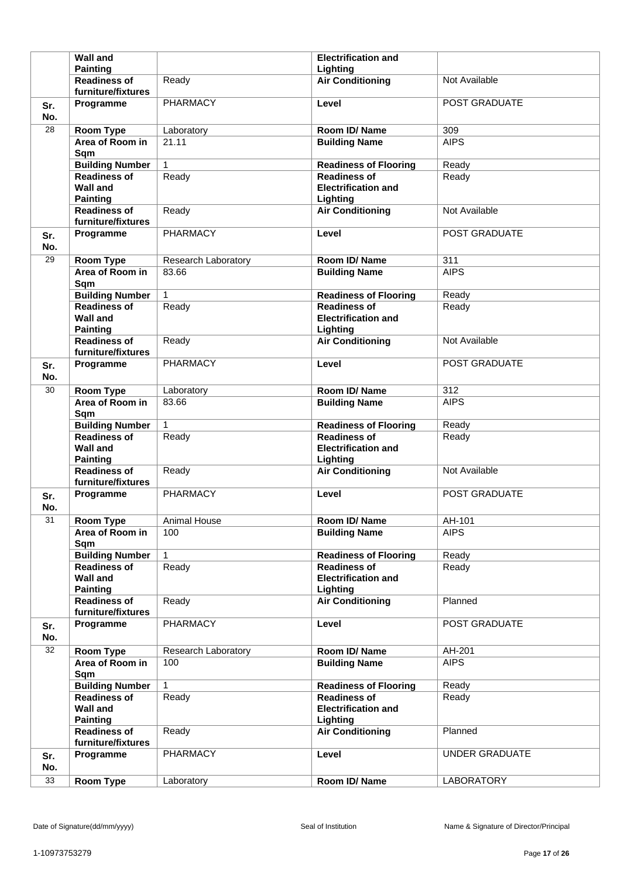|  | **Wall and Painting** |  | **Electrification and Lighting** |  |
|---|---|---|---|---|
|  | **Readiness of furniture/fixtures** | Ready | **Air Conditioning** | Not Available |
| **Sr. No.** | **Programme** | PHARMACY | **Level** | POST GRADUATE |
| 28 | **Room Type** | Laboratory | **Room ID/ Name** | 309 |
|  | **Area of Room in Sqm** | 21.11 | **Building Name** | AIPS |
|  | **Building Number** | 1 | **Readiness of Flooring** | Ready |
|  | **Readiness of Wall and Painting** | Ready | **Readiness of Electrification and Lighting** | Ready |
|  | **Readiness of furniture/fixtures** | Ready | **Air Conditioning** | Not Available |
| **Sr. No.** | **Programme** | PHARMACY | **Level** | POST GRADUATE |
| 29 | **Room Type** | Research Laboratory | **Room ID/ Name** | 311 |
|  | **Area of Room in Sqm** | 83.66 | **Building Name** | AIPS |
|  | **Building Number** | 1 | **Readiness of Flooring** | Ready |
|  | **Readiness of Wall and Painting** | Ready | **Readiness of Electrification and Lighting** | Ready |
|  | **Readiness of furniture/fixtures** | Ready | **Air Conditioning** | Not Available |
| **Sr. No.** | **Programme** | PHARMACY | **Level** | POST GRADUATE |
| 30 | **Room Type** | Laboratory | **Room ID/ Name** | 312 |
|  | **Area of Room in Sqm** | 83.66 | **Building Name** | AIPS |
|  | **Building Number** | 1 | **Readiness of Flooring** | Ready |
|  | **Readiness of Wall and Painting** | Ready | **Readiness of Electrification and Lighting** | Ready |
|  | **Readiness of furniture/fixtures** | Ready | **Air Conditioning** | Not Available |
| **Sr. No.** | **Programme** | PHARMACY | **Level** | POST GRADUATE |
| 31 | **Room Type** | Animal House | **Room ID/ Name** | AH-101 |
|  | **Area of Room in Sqm** | 100 | **Building Name** | AIPS |
|  | **Building Number** | 1 | **Readiness of Flooring** | Ready |
|  | **Readiness of Wall and Painting** | Ready | **Readiness of Electrification and Lighting** | Ready |
|  | **Readiness of furniture/fixtures** | Ready | **Air Conditioning** | Planned |
| **Sr. No.** | **Programme** | PHARMACY | **Level** | POST GRADUATE |
| 32 | **Room Type** | Research Laboratory | **Room ID/ Name** | AH-201 |
|  | **Area of Room in Sqm** | 100 | **Building Name** | AIPS |
|  | **Building Number** | 1 | **Readiness of Flooring** | Ready |
|  | **Readiness of Wall and Painting** | Ready | **Readiness of Electrification and Lighting** | Ready |
|  | **Readiness of furniture/fixtures** | Ready | **Air Conditioning** | Planned |
| **Sr. No.** | **Programme** | PHARMACY | **Level** | UNDER GRADUATE |
| 33 | **Room Type** | Laboratory | **Room ID/ Name** | LABORATORY |

Date of Signature(dd/mm/yyyy) Seal of Institution Name & Signature of Director/Principal

1-10973753279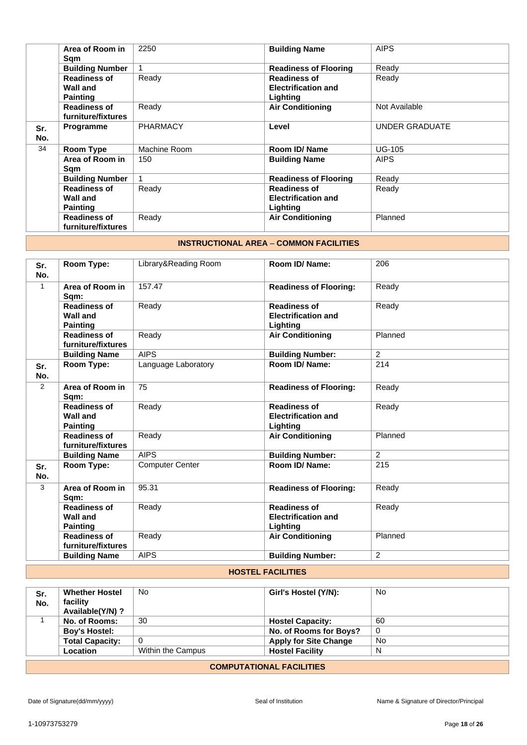| | | | | |
|---|---|---|---|---|
| | **Area of Room in Sqm** | 2250 | **Building Name** | AIPS |
| | **Building Number** | 1 | **Readiness of Flooring** | Ready |
| | **Readiness of Wall and Painting** | Ready | **Readiness of Electrification and Lighting** | Ready |
| | **Readiness of furniture/fixtures** | Ready | **Air Conditioning** | Not Available |
| **Sr. No.** | **Programme** | PHARMACY | **Level** | UNDER GRADUATE |
| 34 | **Room Type** | Machine Room | **Room ID/ Name** | UG-105 |
| | **Area of Room in Sqm** | 150 | **Building Name** | AIPS |
| | **Building Number** | 1 | **Readiness of Flooring** | Ready |
| | **Readiness of Wall and Painting** | Ready | **Readiness of Electrification and Lighting** | Ready |
| | **Readiness of furniture/fixtures** | Ready | **Air Conditioning** | Planned |

## INSTRUCTIONAL AREA – COMMON FACILITIES

| **Sr. No.** | **Room Type:** | Library&Reading Room | **Room ID/ Name:** | 206 |
|---|---|---|---|---|
| 1 | **Area of Room in Sqm:** | 157.47 | **Readiness of Flooring:** | Ready |
| | **Readiness of Wall and Painting** | Ready | **Readiness of Electrification and Lighting** | Ready |
| | **Readiness of furniture/fixtures** | Ready | **Air Conditioning** | Planned |
| | **Building Name** | AIPS | **Building Number:** | 2 |
| **Sr. No.** | **Room Type:** | Language Laboratory | **Room ID/ Name:** | 214 |
| 2 | **Area of Room in Sqm:** | 75 | **Readiness of Flooring:** | Ready |
| | **Readiness of Wall and Painting** | Ready | **Readiness of Electrification and Lighting** | Ready |
| | **Readiness of furniture/fixtures** | Ready | **Air Conditioning** | Planned |
| | **Building Name** | AIPS | **Building Number:** | 2 |
| **Sr. No.** | **Room Type:** | Computer Center | **Room ID/ Name:** | 215 |
| 3 | **Area of Room in Sqm:** | 95.31 | **Readiness of Flooring:** | Ready |
| | **Readiness of Wall and Painting** | Ready | **Readiness of Electrification and Lighting** | Ready |
| | **Readiness of furniture/fixtures** | Ready | **Air Conditioning** | Planned |
| | **Building Name** | AIPS | **Building Number:** | 2 |

## HOSTEL FACILITIES

| **Sr. No.** | **Whether Hostel facility Available(Y/N) ?** | No | **Girl's Hostel (Y/N):** | No |
|---|---|---|---|---|
| 1 | **No. of Rooms:** | 30 | **Hostel Capacity:** | 60 |
| | **Boy's Hostel:** | | **No. of Rooms for Boys?** | 0 |
| | **Total Capacity:** | 0 | **Apply for Site Change** | No |
| | **Location** | Within the Campus | **Hostel Facility** | N |

## COMPUTATIONAL FACILITIES

Date of Signature(dd/mm/yyyy) Seal of Institution Name & Signature of Director/Principal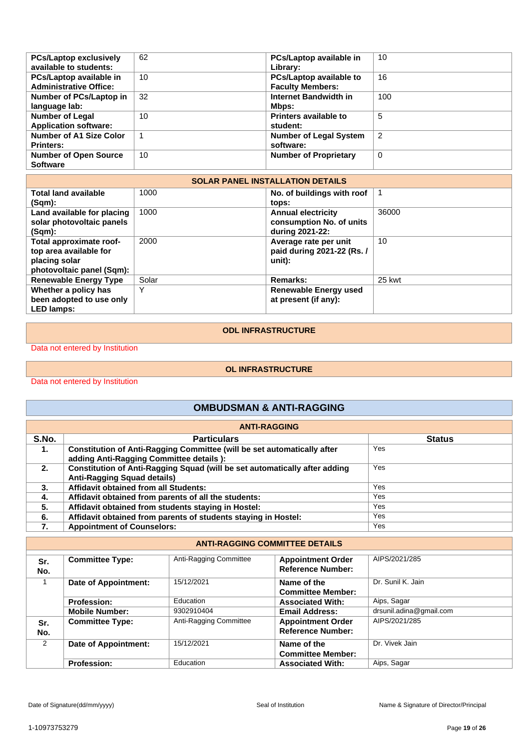| PCs/Laptop exclusively available to students: | 62 | PCs/Laptop available in Library: | 10 |
|---|---|---|---|
| PCs/Laptop available in Administrative Office: | 10 | PCs/Laptop available to Faculty Members: | 16 |
| Number of PCs/Laptop in language lab: | 32 | Internet Bandwidth in Mbps: | 100 |
| Number of Legal Application software: | 10 | Printers available to student: | 5 |
| Number of A1 Size Color Printers: | 1 | Number of Legal System software: | 2 |
| Number of Open Source Software | 10 | Number of Proprietary | 0 |

**SOLAR PANEL INSTALLATION DETAILS**

| Total land available (Sqm): | 1000 | No. of buildings with roof tops: | 1 |
|---|---|---|---|
| Land available for placing solar photovoltaic panels (Sqm): | 1000 | Annual electricity consumption No. of units during 2021-22: | 36000 |
| Total approximate roof-top area available for placing solar photovoltaic panel (Sqm): | 2000 | Average rate per unit paid during 2021-22 (Rs. / unit): | 10 |
| Renewable Energy Type | Solar | Remarks: | 25 kwt |
| Whether a policy has been adopted to use only LED lamps: | Y | Renewable Energy used at present (if any): | |

**ODL INFRASTRUCTURE**

Data not entered by Institution

**OL INFRASTRUCTURE**

Data not entered by Institution

## OMBUDSMAN & ANTI-RAGGING

**ANTI-RAGGING**

| S.No. | Particulars | Status |
|---|---|---|
| 1. | Constitution of Anti-Ragging Committee (will be set automatically after adding Anti-Ragging Committee details ): | Yes |
| 2. | Constitution of Anti-Ragging Squad (will be set automatically after adding Anti-Ragging Squad details) | Yes |
| 3. | Affidavit obtained from all Students: | Yes |
| 4. | Affidavit obtained from parents of all the students: | Yes |
| 5. | Affidavit obtained from students staying in Hostel: | Yes |
| 6. | Affidavit obtained from parents of students staying in Hostel: | Yes |
| 7. | Appointment of Counselors: | Yes |

**ANTI-RAGGING COMMITTEE DETAILS**

| Sr. No. | Committee Type: | Anti-Ragging Committee | Appointment Order Reference Number: | AIPS/2021/285 |
|---|---|---|---|---|
| 1 | Date of Appointment: | 15/12/2021 | Name of the Committee Member: | Dr. Sunil K. Jain |
| | Profession: | Education | Associated With: | Aips, Sagar |
| | Mobile Number: | 9302910404 | Email Address: | drsunil.adina@gmail.com |
| Sr. No. | Committee Type: | Anti-Ragging Committee | Appointment Order Reference Number: | AIPS/2021/285 |
| 2 | Date of Appointment: | 15/12/2021 | Name of the Committee Member: | Dr. Vivek Jain |
| | Profession: | Education | Associated With: | Aips, Sagar |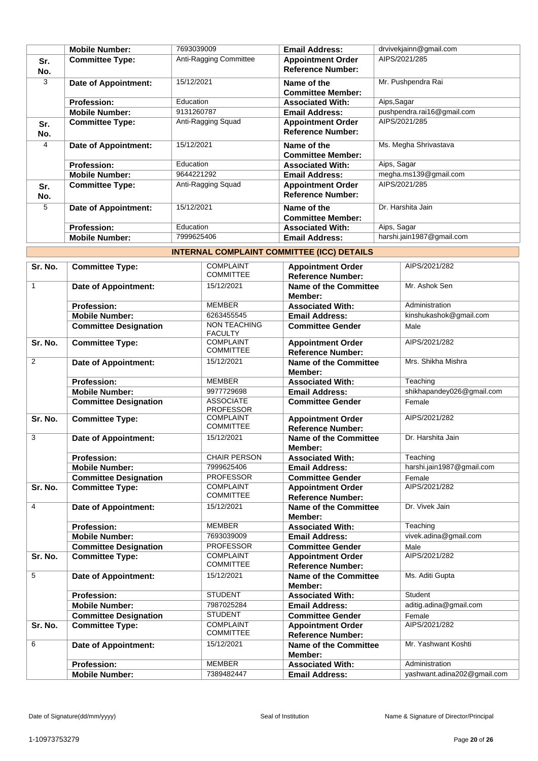| | | | | |
|---|---|---|---|---|
| | **Mobile Number:** | 7693039009 | **Email Address:** | drvivekjainn@gmail.com |
| **Sr. No.** | **Committee Type:** | Anti-Ragging Committee | **Appointment Order Reference Number:** | AIPS/2021/285 |
| 3 | **Date of Appointment:** | 15/12/2021 | **Name of the Committee Member:** | Mr. Pushpendra Rai |
| | **Profession:** | Education | **Associated With:** | Aips,Sagar |
| | **Mobile Number:** | 9131260787 | **Email Address:** | pushpendra.rai16@gmail.com |
| **Sr. No.** | **Committee Type:** | Anti-Ragging Squad | **Appointment Order Reference Number:** | AIPS/2021/285 |
| 4 | **Date of Appointment:** | 15/12/2021 | **Name of the Committee Member:** | Ms. Megha Shrivastava |
| | **Profession:** | Education | **Associated With:** | Aips, Sagar |
| | **Mobile Number:** | 9644221292 | **Email Address:** | megha.ms139@gmail.com |
| **Sr. No.** | **Committee Type:** | Anti-Ragging Squad | **Appointment Order Reference Number:** | AIPS/2021/285 |
| 5 | **Date of Appointment:** | 15/12/2021 | **Name of the Committee Member:** | Dr. Harshita Jain |
| | **Profession:** | Education | **Associated With:** | Aips, Sagar |
| | **Mobile Number:** | 7999625406 | **Email Address:** | harshi.jain1987@gmail.com |

## INTERNAL COMPLAINT COMMITTEE (ICC) DETAILS

| | | | | |
|---|---|---|---|---|
| **Sr. No.** | **Committee Type:** | COMPLAINT COMMITTEE | **Appointment Order Reference Number:** | AIPS/2021/282 |
| 1 | **Date of Appointment:** | 15/12/2021 | **Name of the Committee Member:** | Mr. Ashok Sen |
| | **Profession:** | MEMBER | **Associated With:** | Administration |
| | **Mobile Number:** | 6263455545 | **Email Address:** | kinshukashok@gmail.com |
| | **Committee Designation** | NON TEACHING FACULTY | **Committee Gender** | Male |
| **Sr. No.** | **Committee Type:** | COMPLAINT COMMITTEE | **Appointment Order Reference Number:** | AIPS/2021/282 |
| 2 | **Date of Appointment:** | 15/12/2021 | **Name of the Committee Member:** | Mrs. Shikha Mishra |
| | **Profession:** | MEMBER | **Associated With:** | Teaching |
| | **Mobile Number:** | 9977729698 | **Email Address:** | shikhapandey026@gmail.com |
| | **Committee Designation** | ASSOCIATE PROFESSOR | **Committee Gender** | Female |
| **Sr. No.** | **Committee Type:** | COMPLAINT COMMITTEE | **Appointment Order Reference Number:** | AIPS/2021/282 |
| 3 | **Date of Appointment:** | 15/12/2021 | **Name of the Committee Member:** | Dr. Harshita Jain |
| | **Profession:** | CHAIR PERSON | **Associated With:** | Teaching |
| | **Mobile Number:** | 7999625406 | **Email Address:** | harshi.jain1987@gmail.com |
| | **Committee Designation** | PROFESSOR | **Committee Gender** | Female |
| **Sr. No.** | **Committee Type:** | COMPLAINT COMMITTEE | **Appointment Order Reference Number:** | AIPS/2021/282 |
| 4 | **Date of Appointment:** | 15/12/2021 | **Name of the Committee Member:** | Dr. Vivek Jain |
| | **Profession:** | MEMBER | **Associated With:** | Teaching |
| | **Mobile Number:** | 7693039009 | **Email Address:** | vivek.adina@gmail.com |
| | **Committee Designation** | PROFESSOR | **Committee Gender** | Male |
| **Sr. No.** | **Committee Type:** | COMPLAINT COMMITTEE | **Appointment Order Reference Number:** | AIPS/2021/282 |
| 5 | **Date of Appointment:** | 15/12/2021 | **Name of the Committee Member:** | Ms. Aditi Gupta |
| | **Profession:** | STUDENT | **Associated With:** | Student |
| | **Mobile Number:** | 7987025284 | **Email Address:** | aditig.adina@gmail.com |
| | **Committee Designation** | STUDENT | **Committee Gender** | Female |
| **Sr. No.** | **Committee Type:** | COMPLAINT COMMITTEE | **Appointment Order Reference Number:** | AIPS/2021/282 |
| 6 | **Date of Appointment:** | 15/12/2021 | **Name of the Committee Member:** | Mr. Yashwant Koshti |
| | **Profession:** | MEMBER | **Associated With:** | Administration |
| | **Mobile Number:** | 7389482447 | **Email Address:** | yashwant.adina202@gmail.com |

Date of Signature(dd/mm/yyyy) Seal of Institution Name & Signature of Director/Principal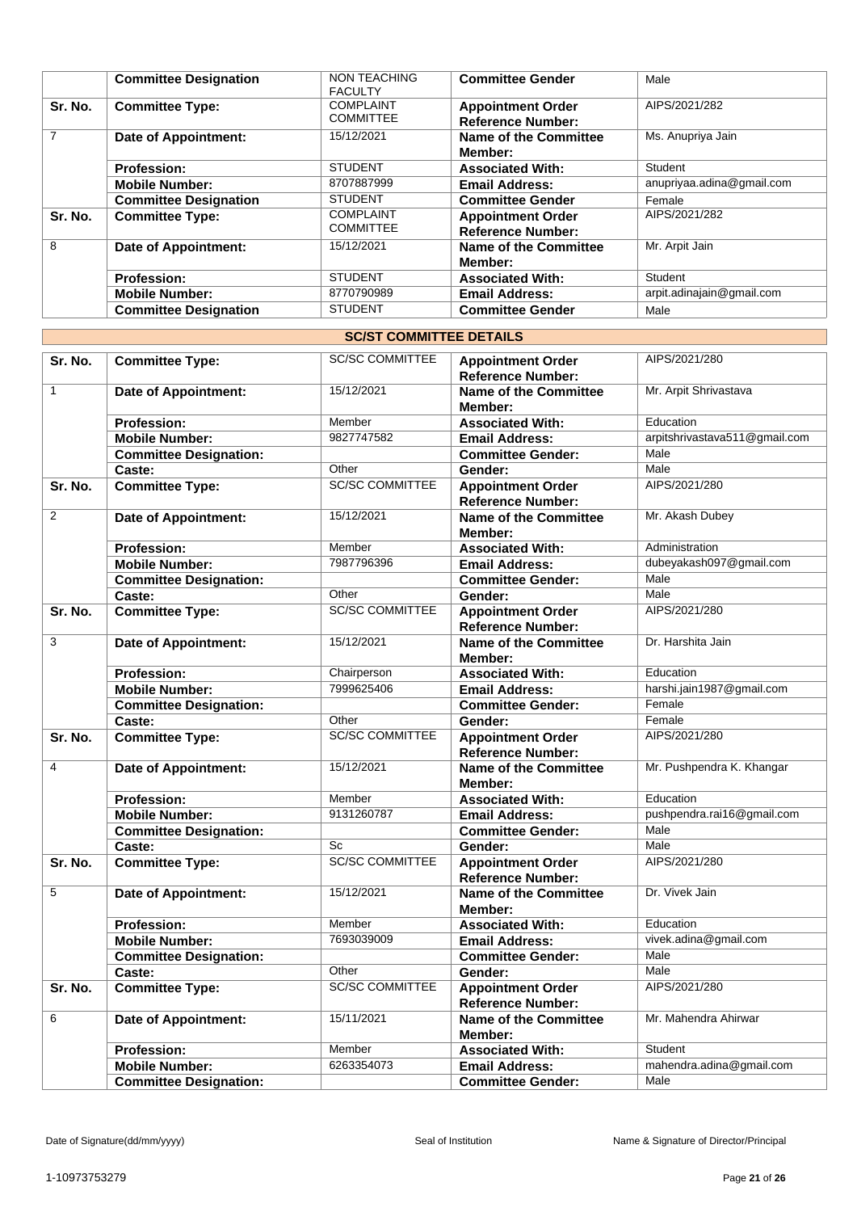|  | Committee Designation | NON TEACHING FACULTY | Committee Gender | Male |
|---|---|---|---|---|
| Sr. No. | Committee Type: | COMPLAINT COMMITTEE | Appointment Order Reference Number: | AIPS/2021/282 |
| 7 | Date of Appointment: | 15/12/2021 | Name of the Committee Member: | Ms. Anupriya Jain |
|  | Profession: | STUDENT | Associated With: | Student |
|  | Mobile Number: | 8707887999 | Email Address: | anupriyaa.adina@gmail.com |
|  | Committee Designation | STUDENT | Committee Gender | Female |
| Sr. No. | Committee Type: | COMPLAINT COMMITTEE | Appointment Order Reference Number: | AIPS/2021/282 |
| 8 | Date of Appointment: | 15/12/2021 | Name of the Committee Member: | Mr. Arpit Jain |
|  | Profession: | STUDENT | Associated With: | Student |
|  | Mobile Number: | 8770790989 | Email Address: | arpit.adinajain@gmail.com |
|  | Committee Designation | STUDENT | Committee Gender | Male |

## SC/ST COMMITTEE DETAILS

| Sr. No. | Committee Type: | SC/SC COMMITTEE | Appointment Order Reference Number: | AIPS/2021/280 |
|---|---|---|---|---|
| 1 | Date of Appointment: | 15/12/2021 | Name of the Committee Member: | Mr. Arpit Shrivastava |
|  | Profession: | Member | Associated With: | Education |
|  | Mobile Number: | 9827747582 | Email Address: | arpitshrivastava511@gmail.com |
|  | Committee Designation: |  | Committee Gender: | Male |
|  | Caste: | Other | Gender: | Male |
| Sr. No. | Committee Type: | SC/SC COMMITTEE | Appointment Order Reference Number: | AIPS/2021/280 |
| 2 | Date of Appointment: | 15/12/2021 | Name of the Committee Member: | Mr. Akash Dubey |
|  | Profession: | Member | Associated With: | Administration |
|  | Mobile Number: | 7987796396 | Email Address: | dubeyakash097@gmail.com |
|  | Committee Designation: |  | Committee Gender: | Male |
|  | Caste: | Other | Gender: | Male |
| Sr. No. | Committee Type: | SC/SC COMMITTEE | Appointment Order Reference Number: | AIPS/2021/280 |
| 3 | Date of Appointment: | 15/12/2021 | Name of the Committee Member: | Dr. Harshita Jain |
|  | Profession: | Chairperson | Associated With: | Education |
|  | Mobile Number: | 7999625406 | Email Address: | harshi.jain1987@gmail.com |
|  | Committee Designation: |  | Committee Gender: | Female |
|  | Caste: | Other | Gender: | Female |
| Sr. No. | Committee Type: | SC/SC COMMITTEE | Appointment Order Reference Number: | AIPS/2021/280 |
| 4 | Date of Appointment: | 15/12/2021 | Name of the Committee Member: | Mr. Pushpendra K. Khangar |
|  | Profession: | Member | Associated With: | Education |
|  | Mobile Number: | 9131260787 | Email Address: | pushpendra.rai16@gmail.com |
|  | Committee Designation: |  | Committee Gender: | Male |
|  | Caste: | Sc | Gender: | Male |
| Sr. No. | Committee Type: | SC/SC COMMITTEE | Appointment Order Reference Number: | AIPS/2021/280 |
| 5 | Date of Appointment: | 15/12/2021 | Name of the Committee Member: | Dr. Vivek Jain |
|  | Profession: | Member | Associated With: | Education |
|  | Mobile Number: | 7693039009 | Email Address: | vivek.adina@gmail.com |
|  | Committee Designation: |  | Committee Gender: | Male |
|  | Caste: | Other | Gender: | Male |
| Sr. No. | Committee Type: | SC/SC COMMITTEE | Appointment Order Reference Number: | AIPS/2021/280 |
| 6 | Date of Appointment: | 15/11/2021 | Name of the Committee Member: | Mr. Mahendra Ahirwar |
|  | Profession: | Member | Associated With: | Student |
|  | Mobile Number: | 6263354073 | Email Address: | mahendra.adina@gmail.com |
|  | Committee Designation: |  | Committee Gender: | Male |

Date of Signature(dd/mm/yyyy) Seal of Institution Name & Signature of Director/Principal

1-10973753279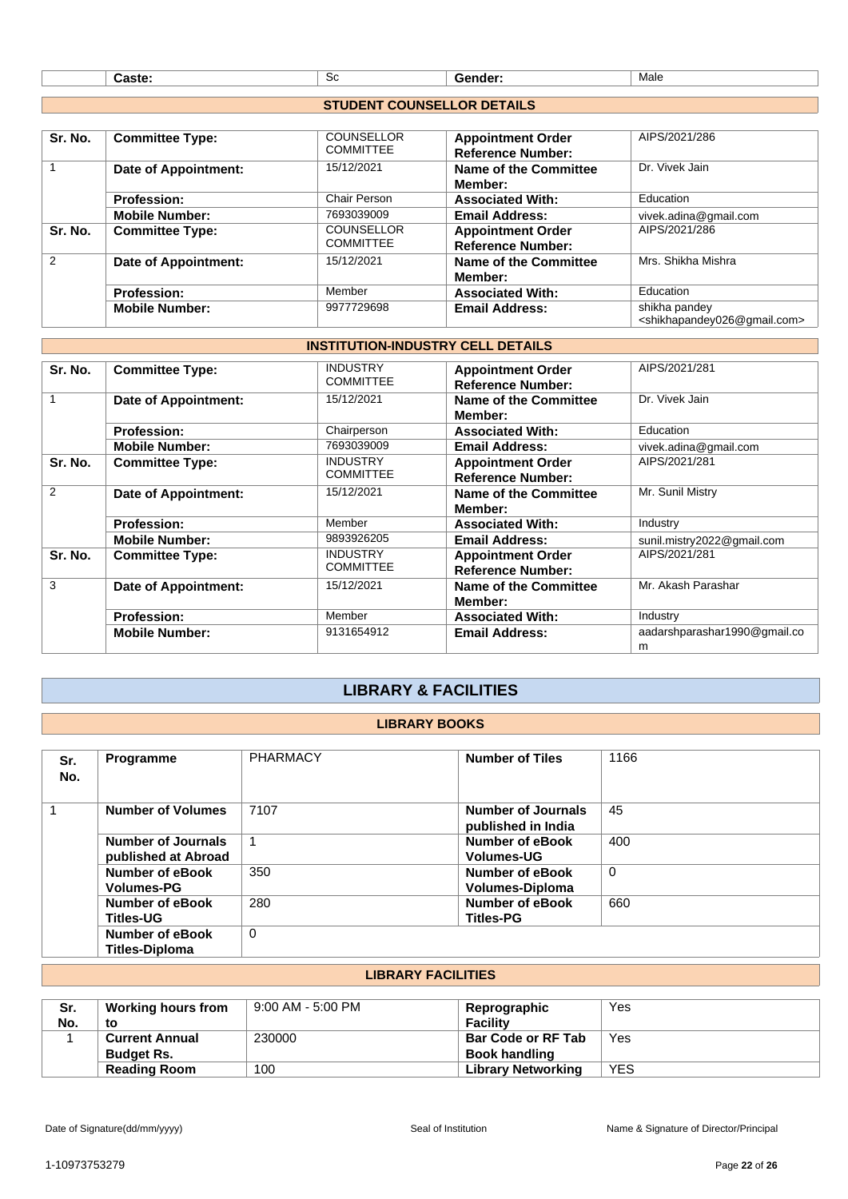| | Caste: | Sc | Gender: | Male |
|---|---|---|---|---|

## STUDENT COUNSELLOR DETAILS

| Sr. No. | Committee Type: | COUNSELLOR COMMITTEE | Appointment Order Reference Number: | AIPS/2021/286 |
|---|---|---|---|---|
| 1 | Date of Appointment: | 15/12/2021 | Name of the Committee Member: | Dr. Vivek Jain |
| | Profession: | Chair Person | Associated With: | Education |
| | Mobile Number: | 7693039009 | Email Address: | vivek.adina@gmail.com |
| Sr. No. | Committee Type: | COUNSELLOR COMMITTEE | Appointment Order Reference Number: | AIPS/2021/286 |
| 2 | Date of Appointment: | 15/12/2021 | Name of the Committee Member: | Mrs. Shikha Mishra |
| | Profession: | Member | Associated With: | Education |
| | Mobile Number: | 9977729698 | Email Address: | shikha pandey <shikhapandey026@gmail.com> |

## INSTITUTION-INDUSTRY CELL DETAILS

| Sr. No. | Committee Type: | INDUSTRY COMMITTEE | Appointment Order Reference Number: | AIPS/2021/281 |
|---|---|---|---|---|
| 1 | Date of Appointment: | 15/12/2021 | Name of the Committee Member: | Dr. Vivek Jain |
| | Profession: | Chairperson | Associated With: | Education |
| | Mobile Number: | 7693039009 | Email Address: | vivek.adina@gmail.com |
| Sr. No. | Committee Type: | INDUSTRY COMMITTEE | Appointment Order Reference Number: | AIPS/2021/281 |
| 2 | Date of Appointment: | 15/12/2021 | Name of the Committee Member: | Mr. Sunil Mistry |
| | Profession: | Member | Associated With: | Industry |
| | Mobile Number: | 9893926205 | Email Address: | sunil.mistry2022@gmail.com |
| Sr. No. | Committee Type: | INDUSTRY COMMITTEE | Appointment Order Reference Number: | AIPS/2021/281 |
| 3 | Date of Appointment: | 15/12/2021 | Name of the Committee Member: | Mr. Akash Parashar |
| | Profession: | Member | Associated With: | Industry |
| | Mobile Number: | 9131654912 | Email Address: | aadarshparashar1990@gmail.com |

# LIBRARY & FACILITIES

## LIBRARY BOOKS

| Sr. No. | Programme | PHARMACY | Number of Tiles | 1166 |
|---|---|---|---|---|
| 1 | Number of Volumes | 7107 | Number of Journals published in India | 45 |
| | Number of Journals published at Abroad | 1 | Number of eBook Volumes-UG | 400 |
| | Number of eBook Volumes-PG | 350 | Number of eBook Volumes-Diploma | 0 |
| | Number of eBook Titles-UG | 280 | Number of eBook Titles-PG | 660 |
| | Number of eBook Titles-Diploma | 0 | | |

## LIBRARY FACILITIES

| Sr. No. | Working hours from to | 9:00 AM - 5:00 PM | Reprographic Facility | Yes |
|---|---|---|---|---|
| 1 | Current Annual Budget Rs. | 230000 | Bar Code or RF Tab Book handling | Yes |
| | Reading Room | 100 | Library Networking | YES |

Date of Signature(dd/mm/yyyy) Seal of Institution Name & Signature of Director/Principal

1-10973753279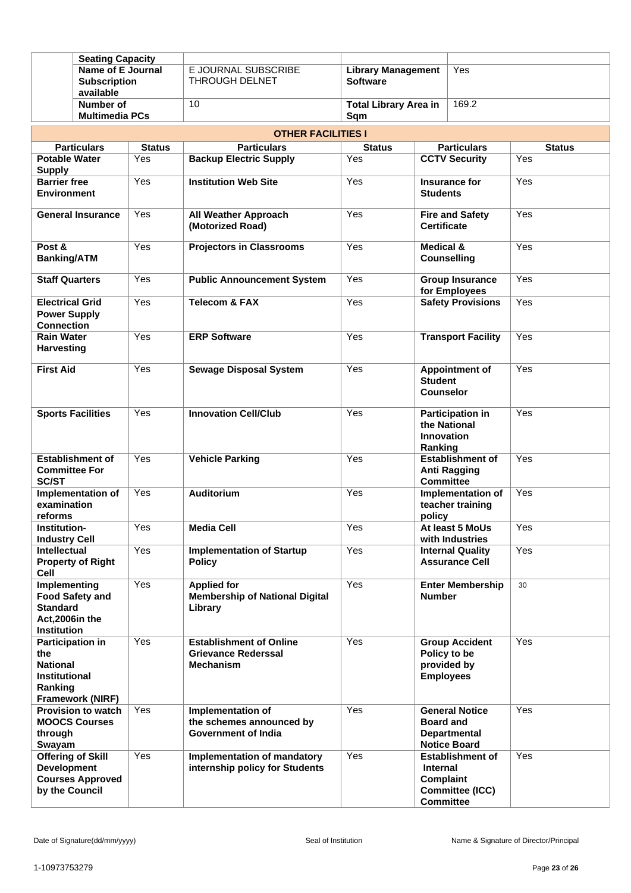| | Seating Capacity | | | |
|---|---|---|---|---|
| | **Name of E Journal Subscription available** | E JOURNAL SUBSCRIBE THROUGH DELNET | **Library Management Software** | Yes |
| | **Number of Multimedia PCs** | 10 | **Total Library Area in Sqm** | 169.2 |

**OTHER FACILITIES I**

| Particulars | Status | Particulars | Status | Particulars | Status |
|---|---|---|---|---|---|
| **Potable Water Supply** | Yes | **Backup Electric Supply** | Yes | **CCTV Security** | Yes |
| **Barrier free Environment** | Yes | **Institution Web Site** | Yes | **Insurance for Students** | Yes |
| **General Insurance** | Yes | **All Weather Approach (Motorized Road)** | Yes | **Fire and Safety Certificate** | Yes |
| **Post & Banking/ATM** | Yes | **Projectors in Classrooms** | Yes | **Medical & Counselling** | Yes |
| **Staff Quarters** | Yes | **Public Announcement System** | Yes | **Group Insurance for Employees** | Yes |
| **Electrical Grid Power Supply Connection** | Yes | **Telecom & FAX** | Yes | **Safety Provisions** | Yes |
| **Rain Water Harvesting** | Yes | **ERP Software** | Yes | **Transport Facility** | Yes |
| **First Aid** | Yes | **Sewage Disposal System** | Yes | **Appointment of Student Counselor** | Yes |
| **Sports Facilities** | Yes | **Innovation Cell/Club** | Yes | **Participation in the National Innovation Ranking** | Yes |
| **Establishment of Committee For SC/ST** | Yes | **Vehicle Parking** | Yes | **Establishment of Anti Ragging Committee** | Yes |
| **Implementation of examination reforms** | Yes | **Auditorium** | Yes | **Implementation of teacher training policy** | Yes |
| **Institution-Industry Cell** | Yes | **Media Cell** | Yes | **At least 5 MoUs with Industries** | Yes |
| **Intellectual Property of Right Cell** | Yes | **Implementation of Startup Policy** | Yes | **Internal Quality Assurance Cell** | Yes |
| **Implementing Food Safety and Standard Act,2006in the Institution** | Yes | **Applied for Membership of National Digital Library** | Yes | **Enter Membership Number** | 30 |
| **Participation in the National Institutional Ranking Framework (NIRF)** | Yes | **Establishment of Online Grievance Rederssal Mechanism** | Yes | **Group Accident Policy to be provided by Employees** | Yes |
| **Provision to watch MOOCS Courses through Swayam** | Yes | **Implementation of the schemes announced by Government of India** | Yes | **General Notice Board and Departmental Notice Board** | Yes |
| **Offering of Skill Development Courses Approved by the Council** | Yes | **Implementation of mandatory internship policy for Students** | Yes | **Establishment of Internal Complaint Committee (ICC) Committee** | Yes |

Date of Signature(dd/mm/yyyy) Seal of Institution Name & Signature of Director/Principal

1-10973753279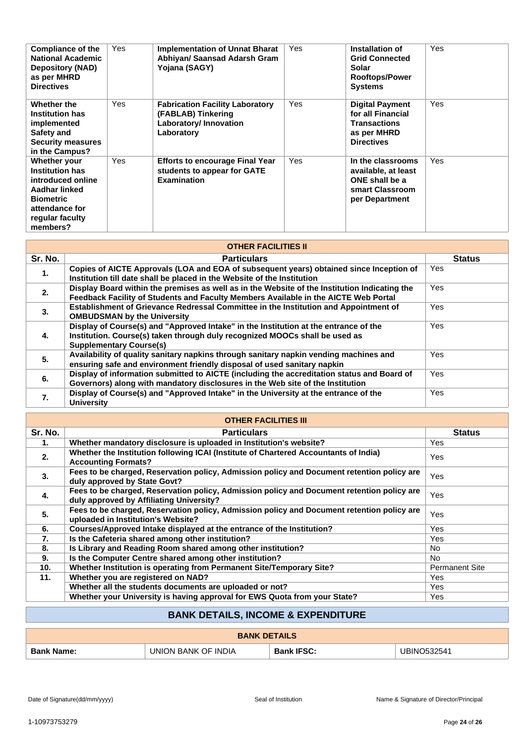| Compliance of the National Academic Depository (NAD) as per MHRD Directives | Yes | Implementation of Unnat Bharat Abhiyan/ Saansad Adarsh Gram Yojana (SAGY) | Yes | Installation of Grid Connected Solar Rooftops/Power Systems | Yes |
|---|---|---|---|---|---|
| Whether the Institution has implemented Safety and Security measures in the Campus? | Yes | Fabrication Facility Laboratory (FABLAB) Tinkering Laboratory/ Innovation Laboratory | Yes | Digital Payment for all Financial Transactions as per MHRD Directives | Yes |
| Whether your Institution has introduced online Aadhar linked Biometric attendance for regular faculty members? | Yes | Efforts to encourage Final Year students to appear for GATE Examination | Yes | In the classrooms available, at least ONE shall be a smart Classroom per Department | Yes |

| OTHER FACILITIES II | | |
|---|---|---|
| **Sr. No.** | **Particulars** | **Status** |
| **1.** | **Copies of AICTE Approvals (LOA and EOA of subsequent years) obtained since Inception of Institution till date shall be placed in the Website of the Institution** | Yes |
| **2.** | **Display Board within the premises as well as in the Website of the Institution Indicating the Feedback Facility of Students and Faculty Members Available in the AICTE Web Portal** | Yes |
| **3.** | **Establishment of Grievance Redressal Committee in the Institution and Appointment of OMBUDSMAN by the University** | Yes |
| **4.** | **Display of Course(s) and "Approved Intake" in the Institution at the entrance of the Institution. Course(s) taken through duly recognized MOOCs shall be used as Supplementary Course(s)** | Yes |
| **5.** | **Availability of quality sanitary napkins through sanitary napkin vending machines and ensuring safe and environment friendly disposal of used sanitary napkin** | Yes |
| **6.** | **Display of information submitted to AICTE (including the accreditation status and Board of Governors) along with mandatory disclosures in the Web site of the Institution** | Yes |
| **7.** | **Display of Course(s) and "Approved Intake" in the University at the entrance of the University** | Yes |

| OTHER FACILITIES III | | |
|---|---|---|
| **Sr. No.** | **Particulars** | **Status** |
| **1.** | **Whether mandatory disclosure is uploaded in Institution's website?** | Yes |
| **2.** | **Whether the Institution following ICAI (Institute of Chartered Accountants of India) Accounting Formats?** | Yes |
| **3.** | **Fees to be charged, Reservation policy, Admission policy and Document retention policy are duly approved by State Govt?** | Yes |
| **4.** | **Fees to be charged, Reservation policy, Admission policy and Document retention policy are duly approved by Affiliating University?** | Yes |
| **5.** | **Fees to be charged, Reservation policy, Admission policy and Document retention policy are uploaded in Institution's Website?** | Yes |
| **6.** | **Courses/Approved Intake displayed at the entrance of the Institution?** | Yes |
| **7.** | **Is the Cafeteria shared among other institution?** | Yes |
| **8.** | **Is Library and Reading Room shared among other institution?** | No |
| **9.** | **Is the Computer Centre shared among other institution?** | No |
| **10.** | **Whether Institution is operating from Permanent Site/Temporary Site?** | Permanent Site |
| **11.** | **Whether you are registered on NAD?** | Yes |
| | **Whether all the students documents are uploaded or not?** | Yes |
| | **Whether your University is having approval for EWS Quota from your State?** | Yes |

## BANK DETAILS, INCOME & EXPENDITURE

| BANK DETAILS | | | |
|---|---|---|---|
| **Bank Name:** | UNION BANK OF INDIA | **Bank IFSC:** | UBINO532541 |

Date of Signature(dd/mm/yyyy) Seal of Institution Name & Signature of Director/Principal

1-10973753279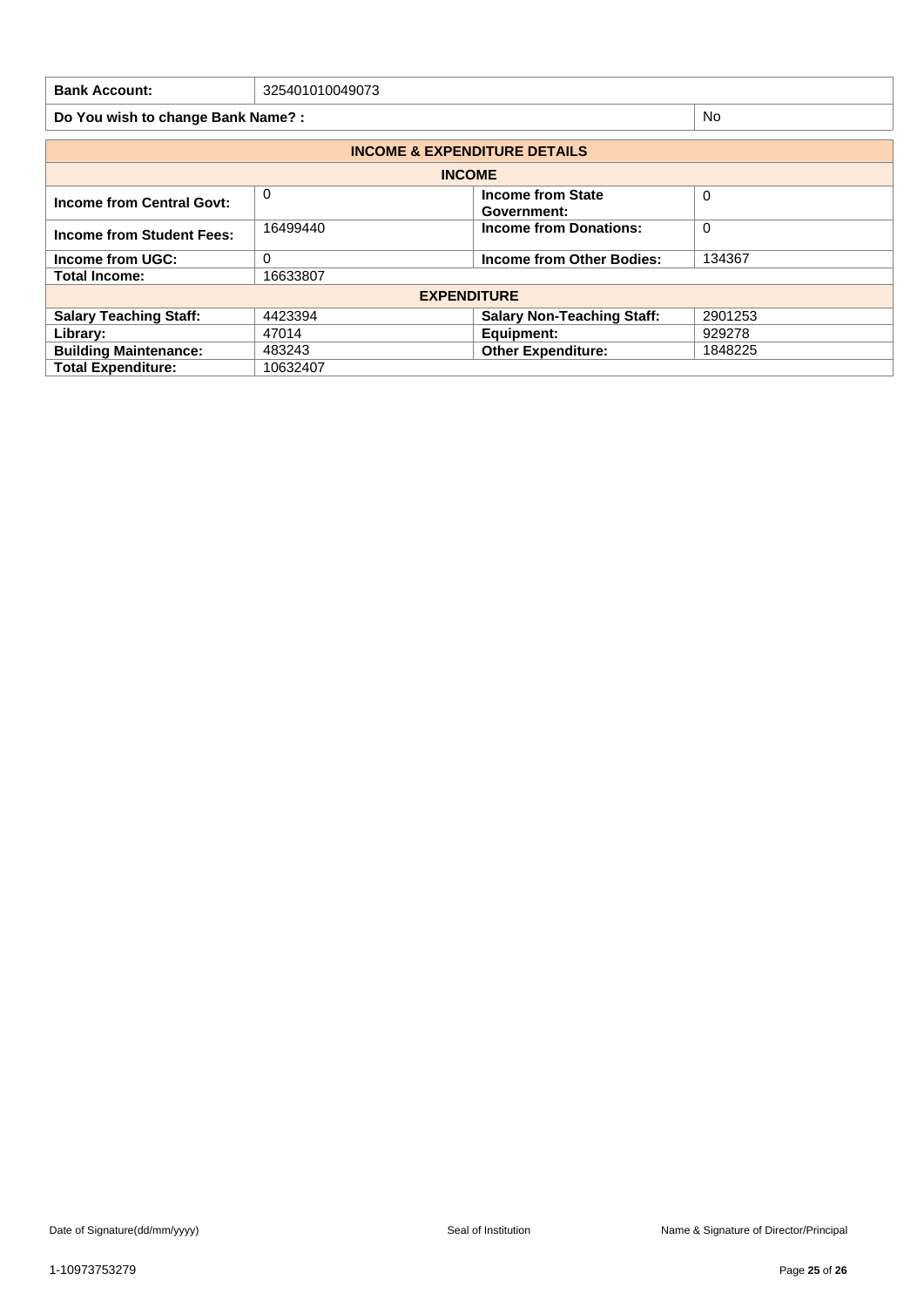| Bank Account: | 325401010049073 |
|---|---|

| Do You wish to change Bank Name? : | No |
|---|---|

| INCOME & EXPENDITURE DETAILS | | | |
|---|---|---|---|
| **INCOME** | | | |
| **Income from Central Govt:** | 0 | **Income from State Government:** | 0 |
| **Income from Student Fees:** | 16499440 | **Income from Donations:** | 0 |
| **Income from UGC:** | 0 | **Income from Other Bodies:** | 134367 |
| **Total Income:** | 16633807 | | |
| **EXPENDITURE** | | | |
| **Salary Teaching Staff:** | 4423394 | **Salary Non-Teaching Staff:** | 2901253 |
| **Library:** | 47014 | **Equipment:** | 929278 |
| **Building Maintenance:** | 483243 | **Other Expenditure:** | 1848225 |
| **Total Expenditure:** | 10632407 | | |

Date of Signature(dd/mm/yyyy) Seal of Institution Name & Signature of Director/Principal

1-10973753279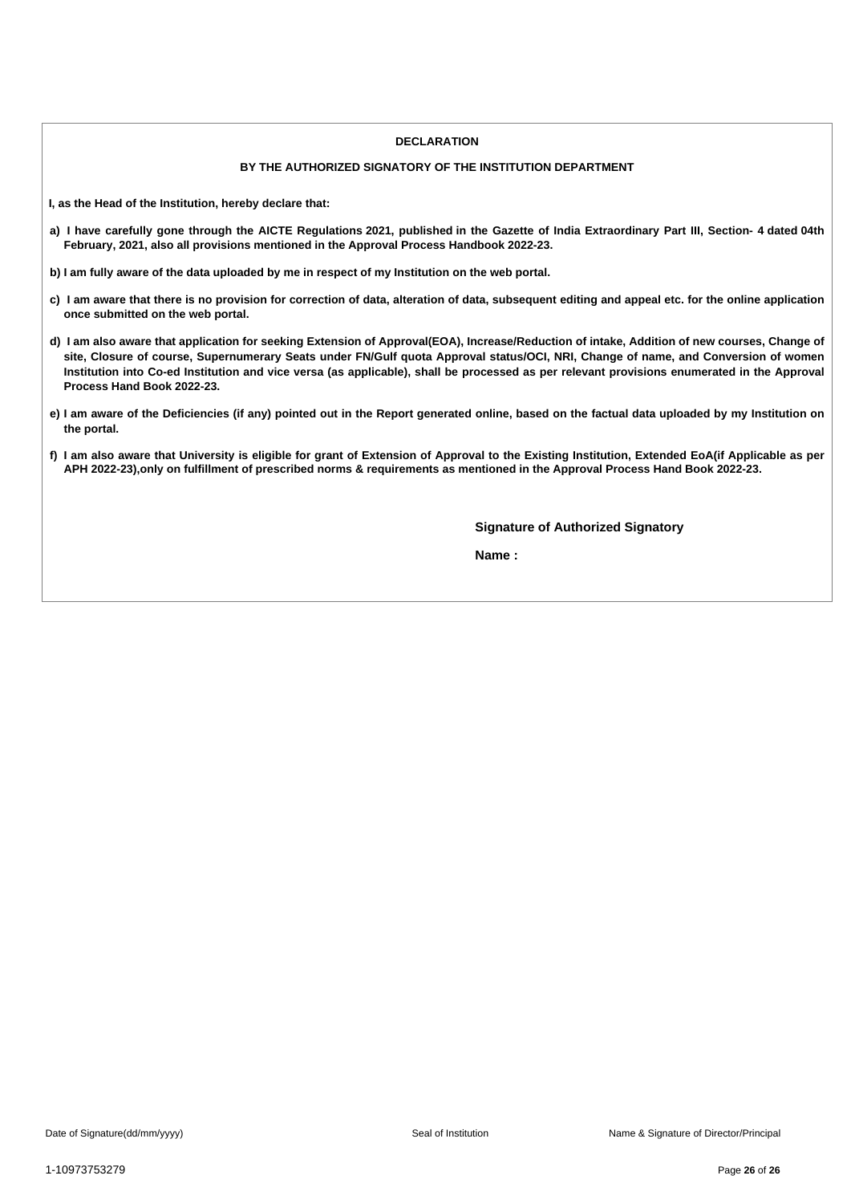**DECLARATION**

**BY THE AUTHORIZED SIGNATORY OF THE INSTITUTION DEPARTMENT**

**I, as the Head of the Institution, hereby declare that:**

**a) I have carefully gone through the AICTE Regulations 2021, published in the Gazette of India Extraordinary Part III, Section- 4 dated 04th February, 2021, also all provisions mentioned in the Approval Process Handbook 2022-23.**

**b) I am fully aware of the data uploaded by me in respect of my Institution on the web portal.**

**c) I am aware that there is no provision for correction of data, alteration of data, subsequent editing and appeal etc. for the online application once submitted on the web portal.**

**d) I am also aware that application for seeking Extension of Approval(EOA), Increase/Reduction of intake, Addition of new courses, Change of site, Closure of course, Supernumerary Seats under FN/Gulf quota Approval status/OCI, NRI, Change of name, and Conversion of women Institution into Co-ed Institution and vice versa (as applicable), shall be processed as per relevant provisions enumerated in the Approval Process Hand Book 2022-23.**

**e) I am aware of the Deficiencies (if any) pointed out in the Report generated online, based on the factual data uploaded by my Institution on the portal.**

**f) I am also aware that University is eligible for grant of Extension of Approval to the Existing Institution, Extended EoA(if Applicable as per APH 2022-23),only on fulfillment of prescribed norms & requirements as mentioned in the Approval Process Hand Book 2022-23.**

**Signature of Authorized Signatory**

**Name :**

Date of Signature(dd/mm/yyyy) Seal of Institution Name & Signature of Director/Principal

1-10973753279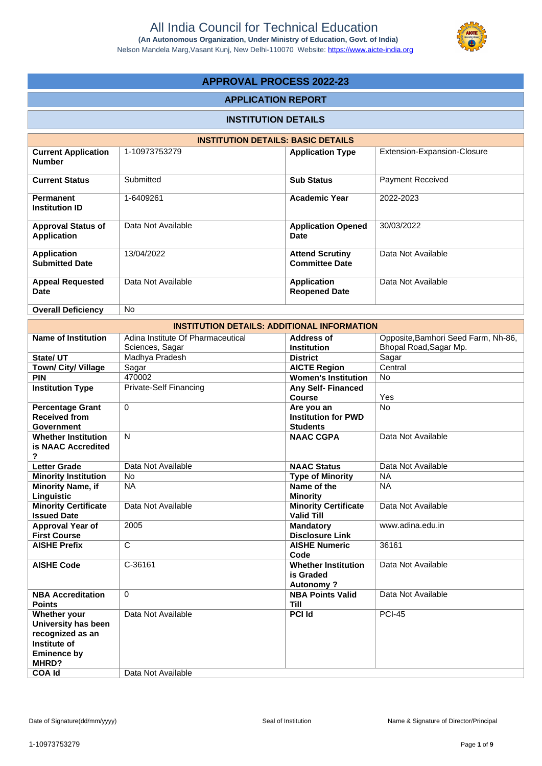# All India Council for Technical Education

**(An Autonomous Organization, Under Ministry of Education, Govt. of India)**

Nelson Mandela Marg,Vasant Kunj, New Delhi-110070 Website: https://www.aicte-india.org

## APPROVAL PROCESS 2022-23

## APPLICATION REPORT

## INSTITUTION DETAILS

| INSTITUTION DETAILS: BASIC DETAILS | | | |
|---|---|---|---|
| **Current Application Number** | 1-10973753279 | **Application Type** | Extension-Expansion-Closure |
| **Current Status** | Submitted | **Sub Status** | Payment Received |
| **Permanent Institution ID** | 1-6409261 | **Academic Year** | 2022-2023 |
| **Approval Status of Application** | Data Not Available | **Application Opened Date** | 30/03/2022 |
| **Application Submitted Date** | 13/04/2022 | **Attend Scrutiny Committee Date** | Data Not Available |
| **Appeal Requested Date** | Data Not Available | **Application Reopened Date** | Data Not Available |
| **Overall Deficiency** | No | | |

| INSTITUTION DETAILS: ADDITIONAL INFORMATION | | | |
|---|---|---|---|
| **Name of Institution** | Adina Institute Of Pharmaceutical Sciences, Sagar | **Address of Institution** | Opposite,Bamhori Seed Farm, Nh-86, Bhopal Road,Sagar Mp. |
| **State/ UT** | Madhya Pradesh | **District** | Sagar |
| **Town/ City/ Village** | Sagar | **AICTE Region** | Central |
| **PIN** | 470002 | **Women's Institution** | No |
| **Institution Type** | Private-Self Financing | **Any Self- Financed Course** | Yes |
| **Percentage Grant Received from Government** | 0 | **Are you an Institution for PWD Students** | No |
| **Whether Institution is NAAC Accredited ?** | N | **NAAC CGPA** | Data Not Available |
| **Letter Grade** | Data Not Available | **NAAC Status** | Data Not Available |
| **Minority Institution** | No | **Type of Minority** | NA |
| **Minority Name, if Linguistic** | NA | **Name of the Minority** | NA |
| **Minority Certificate Issued Date** | Data Not Available | **Minority Certificate Valid Till** | Data Not Available |
| **Approval Year of First Course** | 2005 | **Mandatory Disclosure Link** | www.adina.edu.in |
| **AISHE Prefix** | C | **AISHE Numeric Code** | 36161 |
| **AISHE Code** | C-36161 | **Whether Institution is Graded Autonomy ?** | Data Not Available |
| **NBA Accreditation Points** | 0 | **NBA Points Valid Till** | Data Not Available |
| **Whether your University has been recognized as an Institute of Eminence by MHRD?** | Data Not Available | **PCI Id** | PCI-45 |
| **COA Id** | Data Not Available | | |

Date of Signature(dd/mm/yyyy) | Seal of Institution | Name & Signature of Director/Principal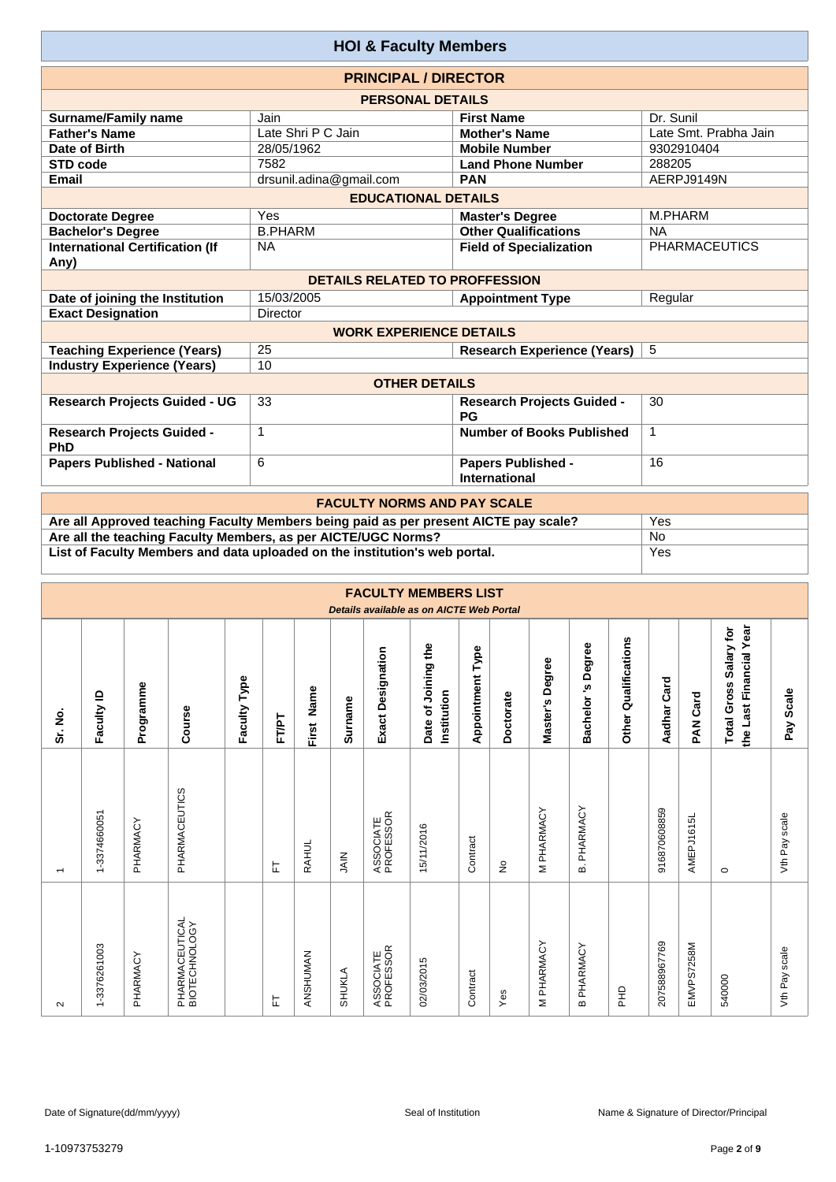# HOI & Faculty Members

## PRINCIPAL / DIRECTOR

### PERSONAL DETAILS

| | | | |
|---|---|---|---|
| **Surname/Family name** | Jain | **First Name** | Dr. Sunil |
| **Father's Name** | Late Shri P C Jain | **Mother's Name** | Late Smt. Prabha Jain |
| **Date of Birth** | 28/05/1962 | **Mobile Number** | 9302910404 |
| **STD code** | 7582 | **Land Phone Number** | 288205 |
| **Email** | drsunil.adina@gmail.com | **PAN** | AERPJ9149N |

### EDUCATIONAL DETAILS

| | | | |
|---|---|---|---|
| **Doctorate Degree** | Yes | **Master's Degree** | M.PHARM |
| **Bachelor's Degree** | B.PHARM | **Other Qualifications** | NA |
| **International Certification (If Any)** | NA | **Field of Specialization** | PHARMACEUTICS |

### DETAILS RELATED TO PROFFESSION

| | | | |
|---|---|---|---|
| **Date of joining the Institution** | 15/03/2005 | **Appointment Type** | Regular |
| **Exact Designation** | Director | | |

### WORK EXPERIENCE DETAILS

| | | | |
|---|---|---|---|
| **Teaching Experience (Years)** | 25 | **Research Experience (Years)** | 5 |
| **Industry Experience (Years)** | 10 | | |

### OTHER DETAILS

| | | | |
|---|---|---|---|
| **Research Projects Guided - UG** | 33 | **Research Projects Guided - PG** | 30 |
| **Research Projects Guided - PhD** | 1 | **Number of Books Published** | 1 |
| **Papers Published - National** | 6 | **Papers Published - International** | 16 |

## FACULTY NORMS AND PAY SCALE

| | |
|---|---|
| **Are all Approved teaching Faculty Members being paid as per present AICTE pay scale?** | Yes |
| **Are all the teaching Faculty Members, as per AICTE/UGC Norms?** | No |
| **List of Faculty Members and data uploaded on the institution's web portal.** | Yes |

## FACULTY MEMBERS LIST

*Details available as on AICTE Web Portal*

| Sr. No. | Faculty ID | Programme | Course | Faculty Type | FT/PT | First Name | Surname | Exact Designation | Date of Joining the Institution | Appointment Type | Doctorate | Master's Degree | Bachelor 's Degree | Other Qualifications | Aadhar Card | PAN Card | Total Gross Salary for the Last Financial Year | Pay Scale |
|---|---|---|---|---|---|---|---|---|---|---|---|---|---|---|---|---|---|---|
| 1 | 1-3374660051 | PHARMACY | PHARMACEUTICS | | FT | RAHUL | JAIN | ASSOCIATE PROFESSOR | 15/11/2016 | Contract | No | M PHARMACY | B. PHARMACY | | 916870608859 | AMEPJ1615L | 0 | Vth Pay scale |
| 2 | 1-3376261003 | PHARMACY | PHARMACEUTICAL BIOTECHNOLOGY | | FT | ANSHUMAN | SHUKLA | ASSOCIATE PROFESSOR | 02/03/2015 | Contract | Yes | M PHARMACY | B PHARMACY | PHD | 207588967769 | EMVPS7258M | 540000 | Vth Pay scale |

Date of Signature(dd/mm/yyyy) | Seal of Institution | Name & Signature of Director/Principal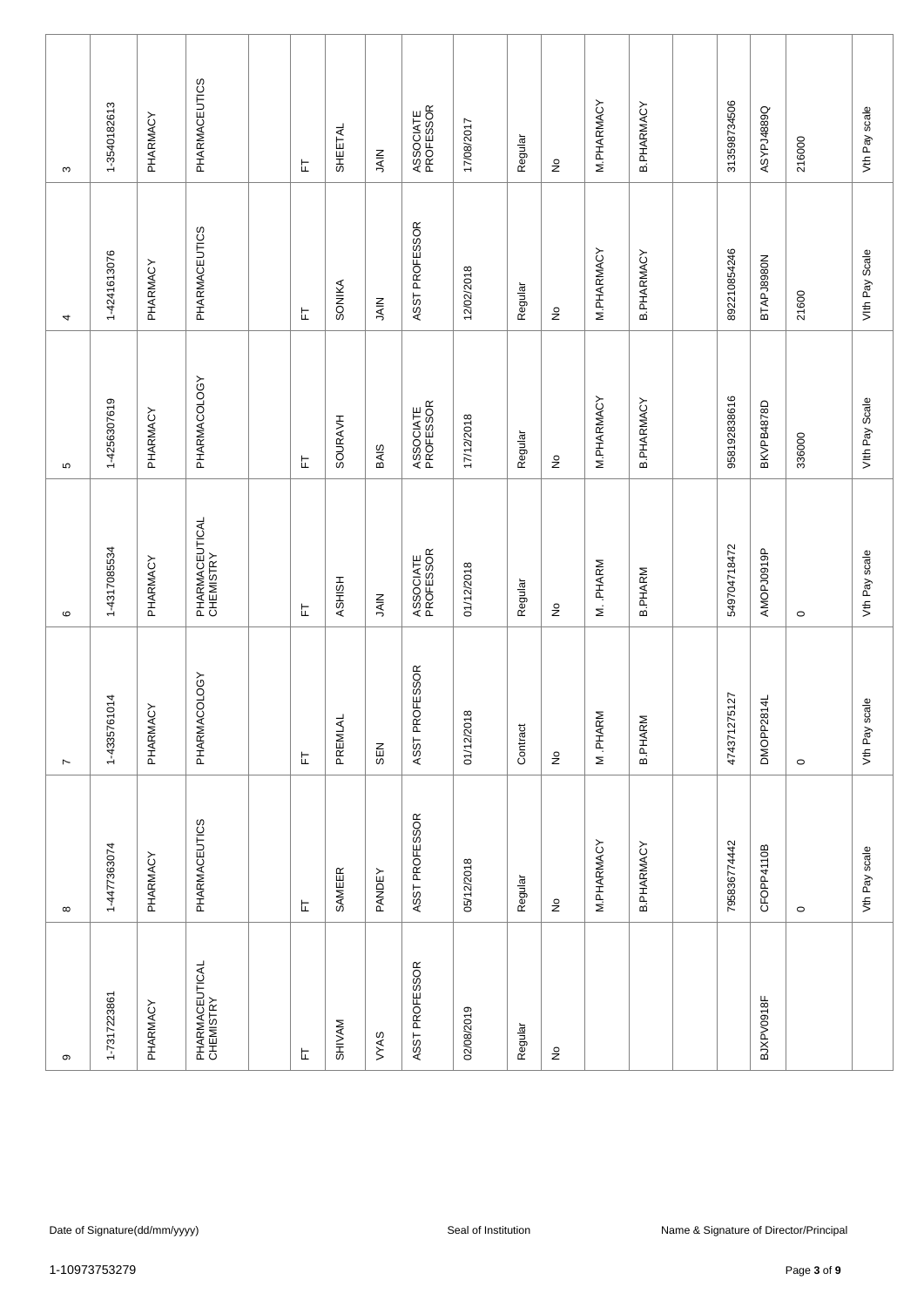| | | | | | | | | | | | | | | | | | | |
|---|---|---|---|---|---|---|---|---|---|---|---|---|---|---|---|---|---|---|
| 3 | 1-3540182613 | PHARMACY | PHARMACEUTICS | | FT | SHEETAL | JAIN | ASSOCIATE PROFESSOR | 17/08/2017 | Regular | No | M.PHARMACY | B.PHARMACY | | 313598734506 | ASYPJ4889Q | 216000 | Vth Pay scale |
| 4 | 1-4241613076 | PHARMACY | PHARMACEUTICS | | FT | SONIKA | JAIN | ASST PROFESSOR | 12/02/2018 | Regular | No | M.PHARMACY | B.PHARMACY | | 892210854246 | BTAPJ8980N | 21600 | VIth Pay Scale |
| 5 | 1-4256307619 | PHARMACY | PHARMACOLOGY | | FT | SOURAVH | BAIS | ASSOCIATE PROFESSOR | 17/12/2018 | Regular | No | M.PHARMACY | B.PHARMACY | | 958192838616 | BKVPB4878D | 336000 | VIth Pay Scale |
| 6 | 1-4317085534 | PHARMACY | PHARMACEUTICAL CHEMISTRY | | FT | ASHISH | JAIN | ASSOCIATE PROFESSOR | 01/12/2018 | Regular | No | M..PHARM | B.PHARM | | 549704718472 | AMOPJ0919P | 0 | Vth Pay scale |
| 7 | 1-4335761014 | PHARMACY | PHARMACOLOGY | | FT | PREMLAL | SEN | ASST PROFESSOR | 01/12/2018 | Contract | No | M .PHARM | B.PHARM | | 474371275127 | DMOPP2814L | 0 | Vth Pay scale |
| 8 | 1-4477363074 | PHARMACY | PHARMACEUTICS | | FT | SAMEER | PANDEY | ASST PROFESSOR | 05/12/2018 | Regular | No | M.PHARMACY | B.PHARMACY | | 795836774442 | CFOPP4110B | 0 | Vth Pay scale |
| 9 | 1-7317223861 | PHARMACY | PHARMACEUTICAL CHEMISTRY | | FT | SHIVAM | VYAS | ASST PROFESSOR | 02/08/2019 | Regular | No | | | | | BJXPV0918F | | |

Date of Signature(dd/mm/yyyy) Seal of Institution Name & Signature of Director/Principal

1-10973753279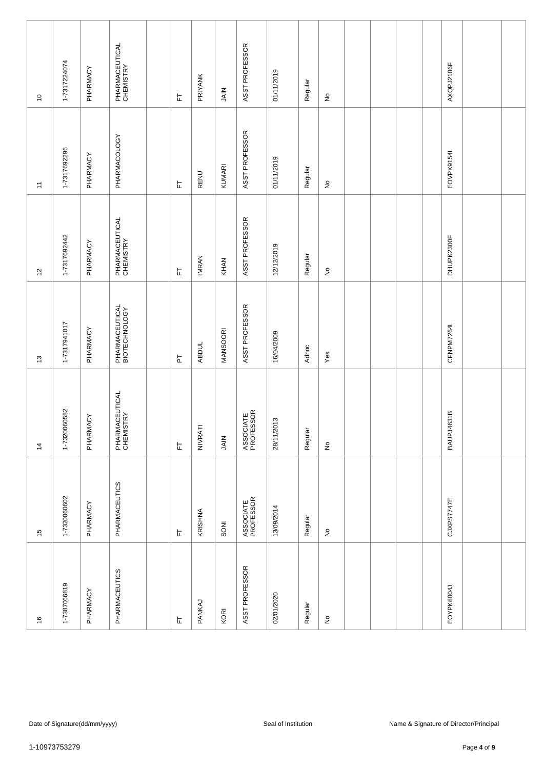| | | | | | | | | | | | | | | | | | | |
|---|---|---|---|---|---|---|---|---|---|---|---|---|---|---|---|---|---|---|
| 10 | 1-7317224074 | PHARMACY | PHARMACEUTICAL CHEMISTRY | | FT | PRIYANK | JAIN | ASST PROFESSOR | 01/11/2019 | Regular | No | | | | | AXQPJ2106F | | |
| 11 | 1-7317692296 | PHARMACY | PHARMACOLOGY | | FT | RENU | KUMARI | ASST PROFESSOR | 01/11/2019 | Regular | No | | | | | EOVPK9154L | | |
| 12 | 1-7317692442 | PHARMACY | PHARMACEUTICAL CHEMISTRY | | FT | IMRAN | KHAN | ASST PROFESSOR | 12/12/2019 | Regular | No | | | | | DHUPK2300F | | |
| 13 | 1-7317941017 | PHARMACY | PHARMACEUTICAL BIOTECHNOLOGY | | PT | ABDUL | MANSOORI | ASST PROFESSOR | 16/04/2009 | Adhoc | Yes | | | | | CFNPM7264L | | |
| 14 | 1-7320060582 | PHARMACY | PHARMACEUTICAL CHEMISTRY | | FT | NIVRATI | JAIN | ASSOCIATE PROFESSOR | 28/11/2013 | Regular | No | | | | | BAUPJ4631B | | |
| 15 | 1-7320060602 | PHARMACY | PHARMACEUTICS | | FT | KRISHNA | SONI | ASSOCIATE PROFESSOR | 13/09/2014 | Regular | No | | | | | CJXPS7747E | | |
| 16 | 1-7387066819 | PHARMACY | PHARMACEUTICS | | FT | PANKAJ | KORI | ASST PROFESSOR | 02/01/2020 | Regular | No | | | | | EOYPK8004J | | |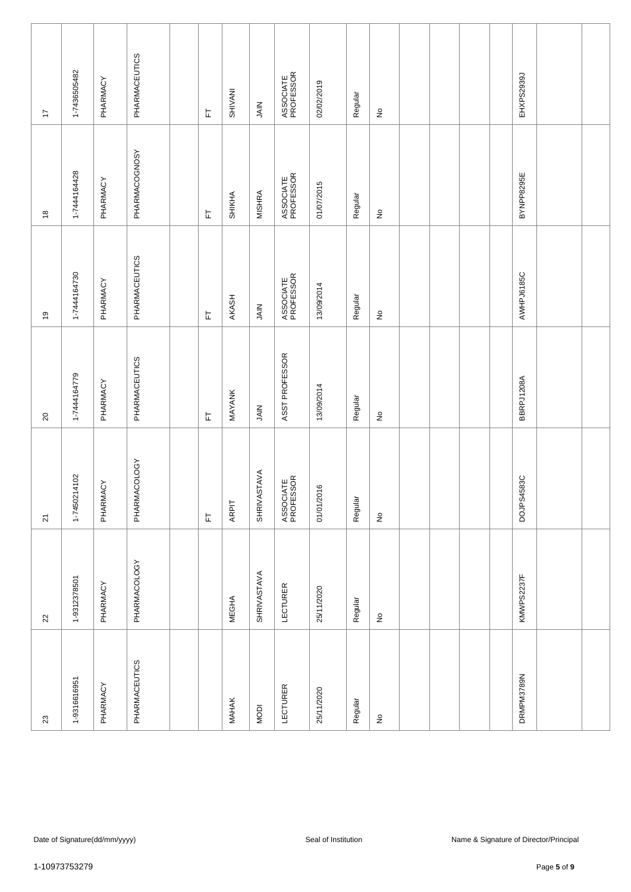| | | | | | | | | | | | | | | | | | | |
|---|---|---|---|---|---|---|---|---|---|---|---|---|---|---|---|---|---|---|
| 17 | 1-7436505482 | PHARMACY | PHARMACEUTICS | | FT | SHIVANI | JAIN | ASSOCIATE PROFESSOR | 02/02/2019 | Regular | No | | | | | EHXPS2939J | | |
| 18 | 1-7444164428 | PHARMACY | PHARMACOGNOSY | | FT | SHIKHA | MISHRA | ASSOCIATE PROFESSOR | 01/07/2015 | Regular | No | | | | | BYNPP8295E | | |
| 19 | 1-7444164730 | PHARMACY | PHARMACEUTICS | | FT | AKASH | JAIN | ASSOCIATE PROFESSOR | 13/09/2014 | Regular | No | | | | | AWHPJ6185C | | |
| 20 | 1-7444164779 | PHARMACY | PHARMACEUTICS | | FT | MAYANK | JAIN | ASST PROFESSOR | 13/09/2014 | Regular | No | | | | | BBRPJ1208A | | |
| 21 | 1-7450214102 | PHARMACY | PHARMACOLOGY | | FT | ARPIT | SHRIVASTAVA | ASSOCIATE PROFESSOR | 01/01/2016 | Regular | No | | | | | DOJPS4583C | | |
| 22 | 1-9312378501 | PHARMACY | PHARMACOLOGY | | | MEGHA | SHRIVASTAVA | LECTURER | 25/11/2020 | Regular | No | | | | | KMWPS2237F | | |
| 23 | 1-9316616951 | PHARMACY | PHARMACEUTICS | | | MAHAK | MODI | LECTURER | 25/11/2020 | Regular | No | | | | | DRMPM3789N | | |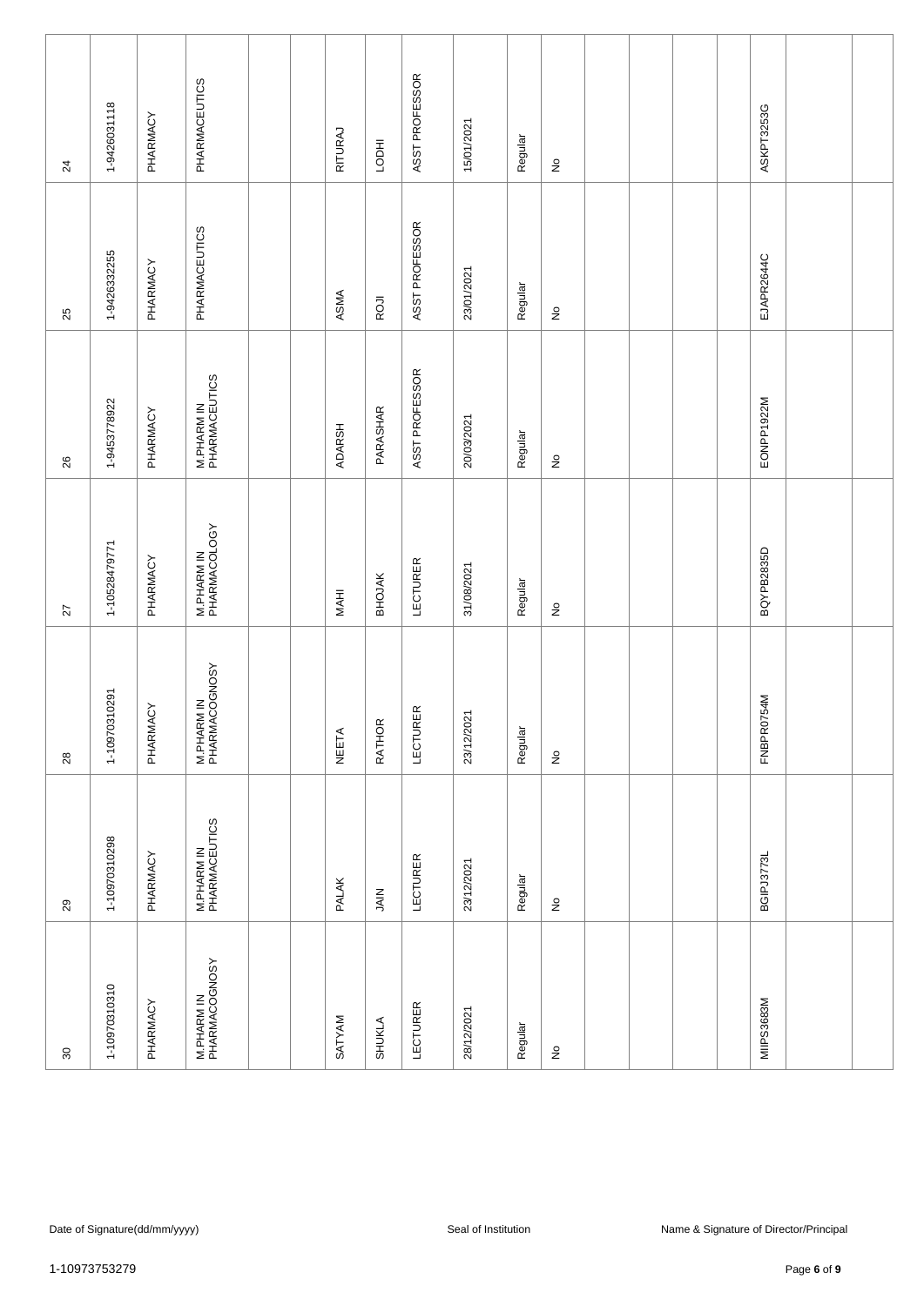| 24 | 1-9426031118 | PHARMACY | PHARMACEUTICS | | | RITURAJ | LODHI | ASST PROFESSOR | 15/01/2021 | Regular | No | | | | | ASKPT3253G | | |
|---|---|---|---|---|---|---|---|---|---|---|---|---|---|---|---|---|---|---|
| 25 | 1-9426332255 | PHARMACY | PHARMACEUTICS | | | ASMA | ROJI | ASST PROFESSOR | 23/01/2021 | Regular | No | | | | | EJAPR2644C | | |
| 26 | 1-9453778922 | PHARMACY | M.PHARM IN PHARMACEUTICS | | | ADARSH | PARASHAR | ASST PROFESSOR | 20/03/2021 | Regular | No | | | | | EONPP1922M | | |
| 27 | 1-10528479771 | PHARMACY | M.PHARM IN PHARMACOLOGY | | | MAHI | BHOJAK | LECTURER | 31/08/2021 | Regular | No | | | | | BQYPB2835D | | |
| 28 | 1-10970310291 | PHARMACY | M.PHARM IN PHARMACOGNOSY | | | NEETA | RATHOR | LECTURER | 23/12/2021 | Regular | No | | | | | FNBPR0754M | | |
| 29 | 1-10970310298 | PHARMACY | M.PHARM IN PHARMACEUTICS | | | PALAK | JAIN | LECTURER | 23/12/2021 | Regular | No | | | | | BGIPJ3773L | | |
| 30 | 1-10970310310 | PHARMACY | M.PHARM IN PHARMACOGNOSY | | | SATYAM | SHUKLA | LECTURER | 28/12/2021 | Regular | No | | | | | MIIPS3683M | | |

Date of Signature(dd/mm/yyyy)　　Seal of Institution　　Name & Signature of Director/Principal

1-10973753279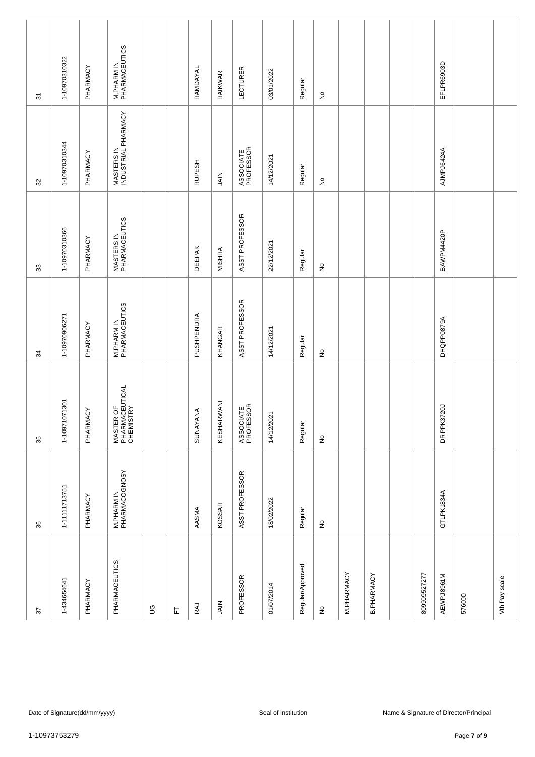| | | | | | | | | | | | | | | | | | | |
|---|---|---|---|---|---|---|---|---|---|---|---|---|---|---|---|---|---|---|
| 31 | 1-10970310322 | PHARMACY | M.PHARM IN PHARMACEUTICS | | | RAMDAYAL | RAIKWAR | LECTURER | 03/01/2022 | Regular | No | | | | | EFLPR6903D | | |
| 32 | 1-10970310344 | PHARMACY | MASTERS IN INDUSTRIAL PHARMACY | | | RUPESH | JAIN | ASSOCIATE PROFESSOR | 14/12/2021 | Regular | No | | | | | AJMPJ6424A | | |
| 33 | 1-10970310366 | PHARMACY | MASTERS IN PHARMACEUTICS | | | DEEPAK | MISHRA | ASST PROFESSOR | 22/12/2021 | Regular | No | | | | | BAWPM4420P | | |
| 34 | 1-10970906271 | PHARMACY | M.PHARM IN PHARMACEUTICS | | | PUSHPENDRA | KHANGAR | ASST PROFESSOR | 14/12/2021 | Regular | No | | | | | DHQPP0879A | | |
| 35 | 1-10971071301 | PHARMACY | MASTER OF PHARMACEUTICAL CHEMISTRY | | | SUNAYANA | KESHARWANI | ASSOCIATE PROFESSOR | 14/12/2021 | Regular | No | | | | | DRPPK3720J | | |
| 36 | 1-11111713751 | PHARMACY | M.PHARM IN PHARMACOGNOSY | | | AASMA | KOSSAR | ASST PROFESSOR | 18/02/2022 | Regular | No | | | | | GTLPK1834A | | |
| 37 | 1-434654641 | PHARMACY | PHARMACEUTICS | UG | FT | RAJ | JAIN | PROFESSOR | 01/07/2014 | Regular/Approved | No | M.PHARMACY | B.PHARMACY | | 809909527277 | AEWPJ8961M | 576000 | Vth Pay scale |

Date of Signature(dd/mm/yyyy) Seal of Institution Name & Signature of Director/Principal

1-10973753279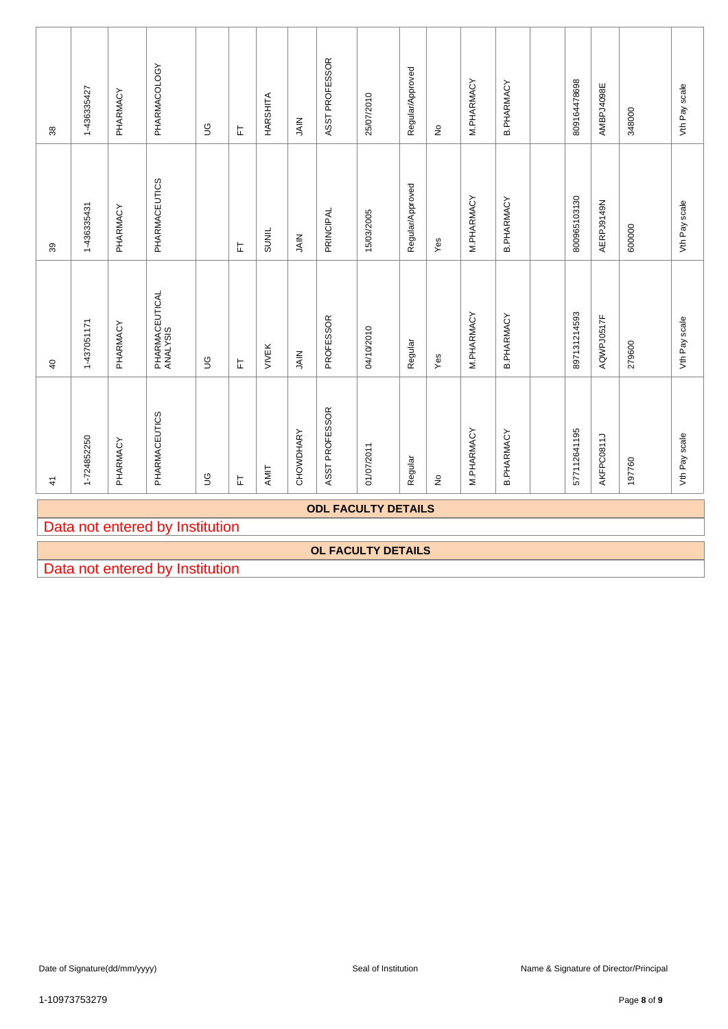| 38 | 1-436335427 | PHARMACY | PHARMACOLOGY | UG | FT | HARSHITA | JAIN | ASST PROFESSOR | 25/07/2010 | Regular/Approved | No | M.PHARMACY | B.PHARMACY | | 809164478698 | AMBPJ4098E | 348000 | Vth Pay scale |
|---|---|---|---|---|---|---|---|---|---|---|---|---|---|---|---|---|---|---|
| 39 | 1-436335431 | PHARMACY | PHARMACEUTICS | | FT | SUNIL | JAIN | PRINCIPAL | 15/03/2005 | Regular/Approved | Yes | M.PHARMACY | B.PHARMACY | | 800965103130 | AERPJ9149N | 600000 | Vth Pay scale |
| 40 | 1-437051171 | PHARMACY | PHARMACEUTICAL ANALYSIS | UG | FT | VIVEK | JAIN | PROFESSOR | 04/10/2010 | Regular | Yes | M.PHARMACY | B.PHARMACY | | 897131214593 | AQWPJ0517F | 279600 | Vth Pay scale |
| 41 | 1-724852250 | PHARMACY | PHARMACEUTICS | UG | FT | AMIT | CHOWDHARY | ASST PROFESSOR | 01/07/2011 | Regular | No | M.PHARMACY | B.PHARMACY | | 577112641195 | AKFPC0811J | 197760 | Vth Pay scale |

**ODL FACULTY DETAILS**

Data not entered by Institution

**OL FACULTY DETAILS**

Data not entered by Institution

Date of Signature(dd/mm/yyyy) Seal of Institution Name & Signature of Director/Principal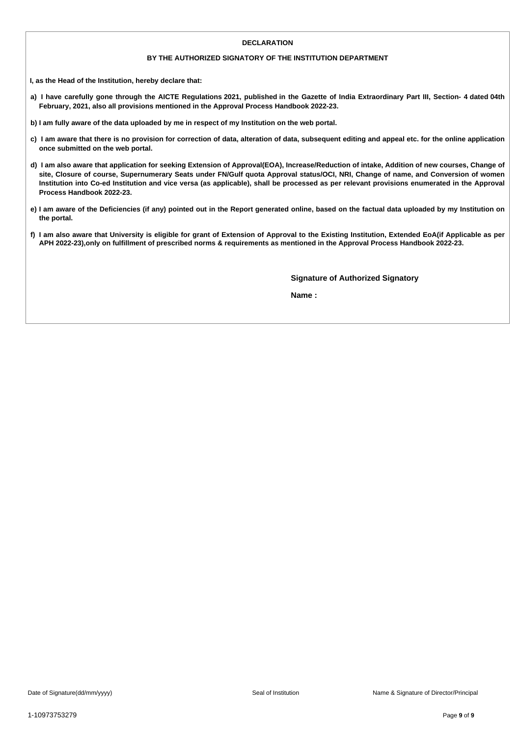**DECLARATION**

**BY THE AUTHORIZED SIGNATORY OF THE INSTITUTION DEPARTMENT**

**I, as the Head of the Institution, hereby declare that:**

**a) I have carefully gone through the AICTE Regulations 2021, published in the Gazette of India Extraordinary Part III, Section- 4 dated 04th February, 2021, also all provisions mentioned in the Approval Process Handbook 2022-23.**

**b) I am fully aware of the data uploaded by me in respect of my Institution on the web portal.**

**c) I am aware that there is no provision for correction of data, alteration of data, subsequent editing and appeal etc. for the online application once submitted on the web portal.**

**d) I am also aware that application for seeking Extension of Approval(EOA), Increase/Reduction of intake, Addition of new courses, Change of site, Closure of course, Supernumerary Seats under FN/Gulf quota Approval status/OCI, NRI, Change of name, and Conversion of women Institution into Co-ed Institution and vice versa (as applicable), shall be processed as per relevant provisions enumerated in the Approval Process Handbook 2022-23.**

**e) I am aware of the Deficiencies (if any) pointed out in the Report generated online, based on the factual data uploaded by my Institution on the portal.**

**f) I am also aware that University is eligible for grant of Extension of Approval to the Existing Institution, Extended EoA(if Applicable as per APH 2022-23),only on fulfillment of prescribed norms & requirements as mentioned in the Approval Process Handbook 2022-23.**

**Signature of Authorized Signatory**

**Name :**

Date of Signature(dd/mm/yyyy)

Seal of Institution

Name & Signature of Director/Principal

1-10973753279